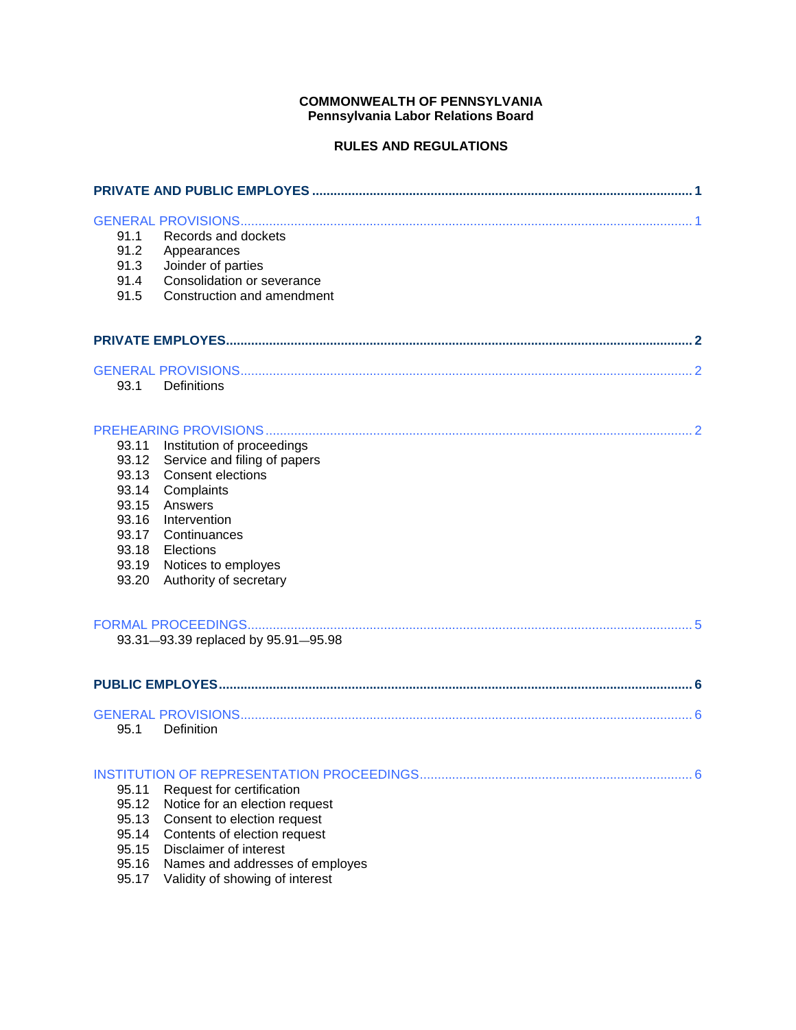**COMMONWEALTH OF PENNSYLVANIA**
**Pennsylvania Labor Relations Board**

**RULES AND REGULATIONS**

**PRIVATE AND PUBLIC EMPLOYES** ........................................................................................................ 1

GENERAL PROVISIONS ........................................................................................................................ 1

- 91.1 Records and dockets
- 91.2 Appearances
- 91.3 Joinder of parties
- 91.4 Consolidation or severance
- 91.5 Construction and amendment

**PRIVATE EMPLOYES** ........................................................................................................................ 2

GENERAL PROVISIONS ........................................................................................................................ 2

- 93.1 Definitions

PREHEARING PROVISIONS ................................................................................................................... 2

- 93.11 Institution of proceedings
- 93.12 Service and filing of papers
- 93.13 Consent elections
- 93.14 Complaints
- 93.15 Answers
- 93.16 Intervention
- 93.17 Continuances
- 93.18 Elections
- 93.19 Notices to employes
- 93.20 Authority of secretary

FORMAL PROCEEDINGS ......................................................................................................................... 5

- 93.31—93.39 replaced by 95.91—95.98

**PUBLIC EMPLOYES** ........................................................................................................................ 6

GENERAL PROVISIONS ........................................................................................................................ 6

- 95.1 Definition

INSTITUTION OF REPRESENTATION PROCEEDINGS ........................................................................... 6

- 95.11 Request for certification
- 95.12 Notice for an election request
- 95.13 Consent to election request
- 95.14 Contents of election request
- 95.15 Disclaimer of interest
- 95.16 Names and addresses of employes
- 95.17 Validity of showing of interest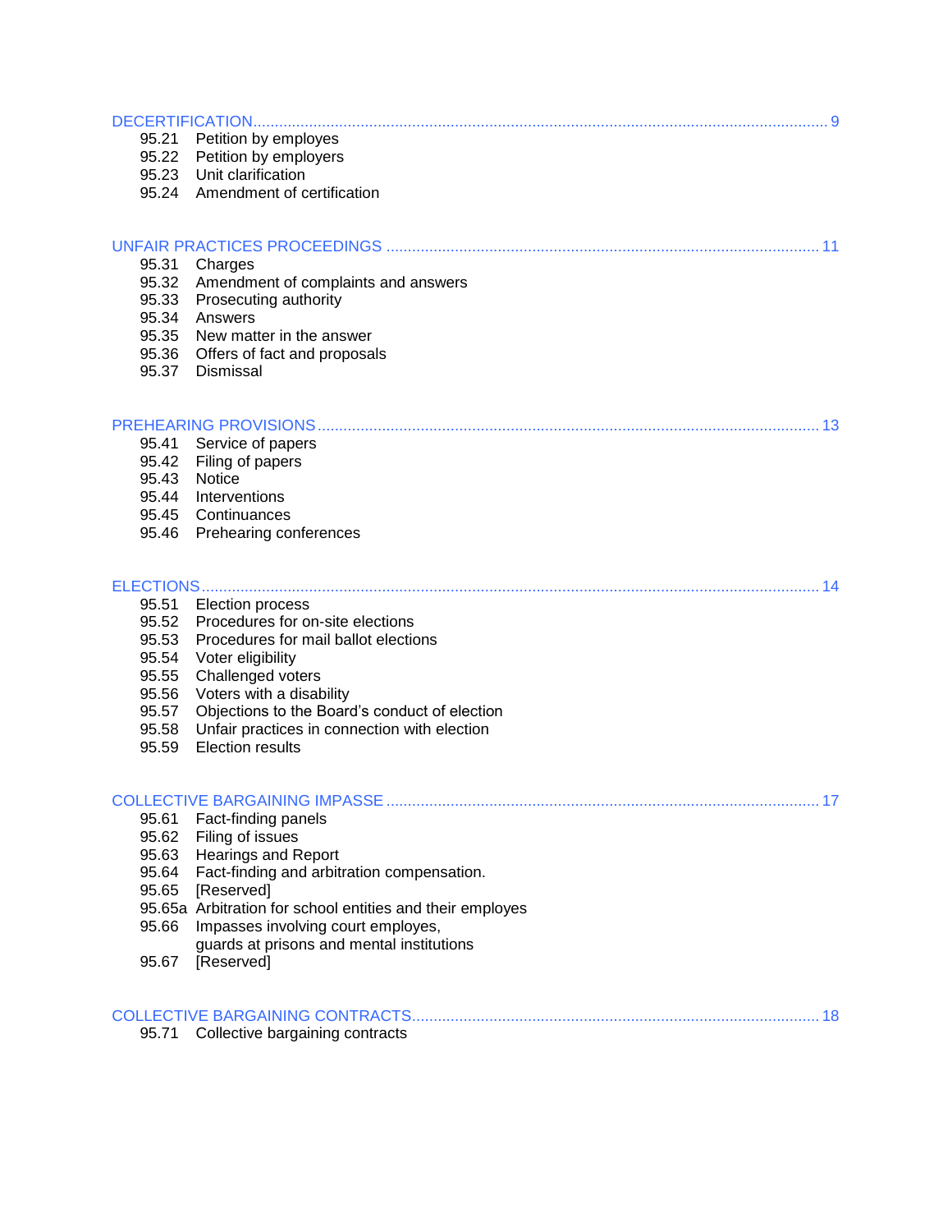DECERTIFICATION ..................................................................................................................................... 9

95.21 Petition by employes
95.22 Petition by employers
95.23 Unit clarification
95.24 Amendment of certification

UNFAIR PRACTICES PROCEEDINGS ..................................................................................................... 11

95.31 Charges
95.32 Amendment of complaints and answers
95.33 Prosecuting authority
95.34 Answers
95.35 New matter in the answer
95.36 Offers of fact and proposals
95.37 Dismissal

PREHEARING PROVISIONS ..................................................................................................................... 13

95.41 Service of papers
95.42 Filing of papers
95.43 Notice
95.44 Interventions
95.45 Continuances
95.46 Prehearing conferences

ELECTIONS ................................................................................................................................................ 14

95.51 Election process
95.52 Procedures for on-site elections
95.53 Procedures for mail ballot elections
95.54 Voter eligibility
95.55 Challenged voters
95.56 Voters with a disability
95.57 Objections to the Board's conduct of election
95.58 Unfair practices in connection with election
95.59 Election results

COLLECTIVE BARGAINING IMPASSE ..................................................................................................... 17

95.61 Fact-finding panels
95.62 Filing of issues
95.63 Hearings and Report
95.64 Fact-finding and arbitration compensation.
95.65 [Reserved]
95.65a Arbitration for school entities and their employes
95.66 Impasses involving court employes, guards at prisons and mental institutions
95.67 [Reserved]

COLLECTIVE BARGAINING CONTRACTS ............................................................................................... 18

95.71 Collective bargaining contracts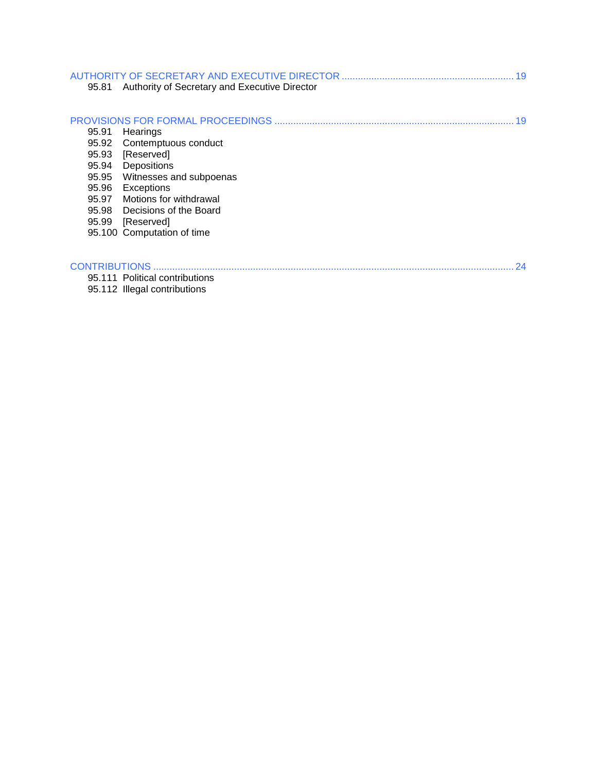AUTHORITY OF SECRETARY AND EXECUTIVE DIRECTOR ........................................................... 19

95.81 Authority of Secretary and Executive Director

PROVISIONS FOR FORMAL PROCEEDINGS ........................................................................................ 19

95.91 Hearings
95.92 Contemptuous conduct
95.93 [Reserved]
95.94 Depositions
95.95 Witnesses and subpoenas
95.96 Exceptions
95.97 Motions for withdrawal
95.98 Decisions of the Board
95.99 [Reserved]
95.100 Computation of time

CONTRIBUTIONS ........................................................................................................................................ 24

95.111 Political contributions
95.112 Illegal contributions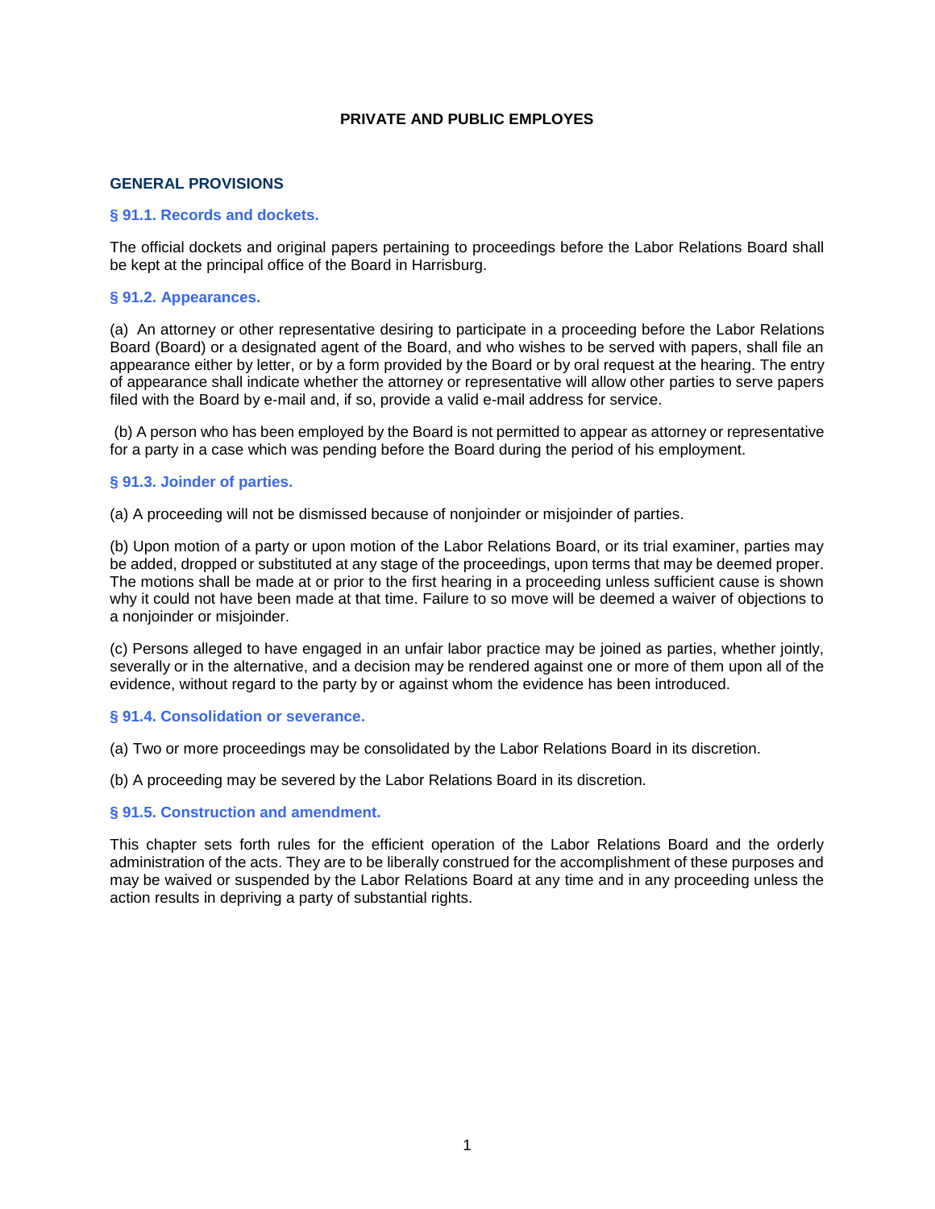# PRIVATE AND PUBLIC EMPLOYES

## GENERAL PROVISIONS

### § 91.1. Records and dockets.

The official dockets and original papers pertaining to proceedings before the Labor Relations Board shall be kept at the principal office of the Board in Harrisburg.

### § 91.2. Appearances.

(a) An attorney or other representative desiring to participate in a proceeding before the Labor Relations Board (Board) or a designated agent of the Board, and who wishes to be served with papers, shall file an appearance either by letter, or by a form provided by the Board or by oral request at the hearing. The entry of appearance shall indicate whether the attorney or representative will allow other parties to serve papers filed with the Board by e-mail and, if so, provide a valid e-mail address for service.

(b) A person who has been employed by the Board is not permitted to appear as attorney or representative for a party in a case which was pending before the Board during the period of his employment.

### § 91.3. Joinder of parties.

(a) A proceeding will not be dismissed because of nonjoinder or misjoinder of parties.

(b) Upon motion of a party or upon motion of the Labor Relations Board, or its trial examiner, parties may be added, dropped or substituted at any stage of the proceedings, upon terms that may be deemed proper. The motions shall be made at or prior to the first hearing in a proceeding unless sufficient cause is shown why it could not have been made at that time. Failure to so move will be deemed a waiver of objections to a nonjoinder or misjoinder.

(c) Persons alleged to have engaged in an unfair labor practice may be joined as parties, whether jointly, severally or in the alternative, and a decision may be rendered against one or more of them upon all of the evidence, without regard to the party by or against whom the evidence has been introduced.

### § 91.4. Consolidation or severance.

(a) Two or more proceedings may be consolidated by the Labor Relations Board in its discretion.

(b) A proceeding may be severed by the Labor Relations Board in its discretion.

### § 91.5. Construction and amendment.

This chapter sets forth rules for the efficient operation of the Labor Relations Board and the orderly administration of the acts. They are to be liberally construed for the accomplishment of these purposes and may be waived or suspended by the Labor Relations Board at any time and in any proceeding unless the action results in depriving a party of substantial rights.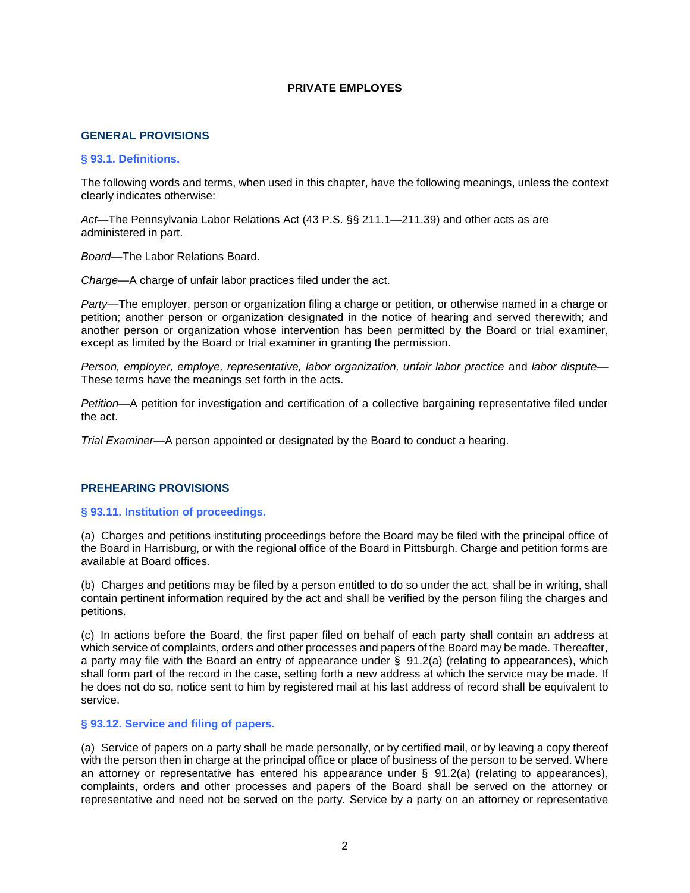# PRIVATE EMPLOYES

## GENERAL PROVISIONS

### § 93.1. Definitions.

The following words and terms, when used in this chapter, have the following meanings, unless the context clearly indicates otherwise:

*Act*—The Pennsylvania Labor Relations Act (43 P.S. §§ 211.1—211.39) and other acts as are administered in part.

*Board*—The Labor Relations Board.

*Charge*—A charge of unfair labor practices filed under the act.

*Party*—The employer, person or organization filing a charge or petition, or otherwise named in a charge or petition; another person or organization designated in the notice of hearing and served therewith; and another person or organization whose intervention has been permitted by the Board or trial examiner, except as limited by the Board or trial examiner in granting the permission.

*Person, employer, employe, representative, labor organization, unfair labor practice* and *labor dispute*—These terms have the meanings set forth in the acts.

*Petition*—A petition for investigation and certification of a collective bargaining representative filed under the act.

*Trial Examiner*—A person appointed or designated by the Board to conduct a hearing.

## PREHEARING PROVISIONS

### § 93.11. Institution of proceedings.

(a) Charges and petitions instituting proceedings before the Board may be filed with the principal office of the Board in Harrisburg, or with the regional office of the Board in Pittsburgh. Charge and petition forms are available at Board offices.

(b) Charges and petitions may be filed by a person entitled to do so under the act, shall be in writing, shall contain pertinent information required by the act and shall be verified by the person filing the charges and petitions.

(c) In actions before the Board, the first paper filed on behalf of each party shall contain an address at which service of complaints, orders and other processes and papers of the Board may be made. Thereafter, a party may file with the Board an entry of appearance under § 91.2(a) (relating to appearances), which shall form part of the record in the case, setting forth a new address at which the service may be made. If he does not do so, notice sent to him by registered mail at his last address of record shall be equivalent to service.

### § 93.12. Service and filing of papers.

(a) Service of papers on a party shall be made personally, or by certified mail, or by leaving a copy thereof with the person then in charge at the principal office or place of business of the person to be served. Where an attorney or representative has entered his appearance under § 91.2(a) (relating to appearances), complaints, orders and other processes and papers of the Board shall be served on the attorney or representative and need not be served on the party. Service by a party on an attorney or representative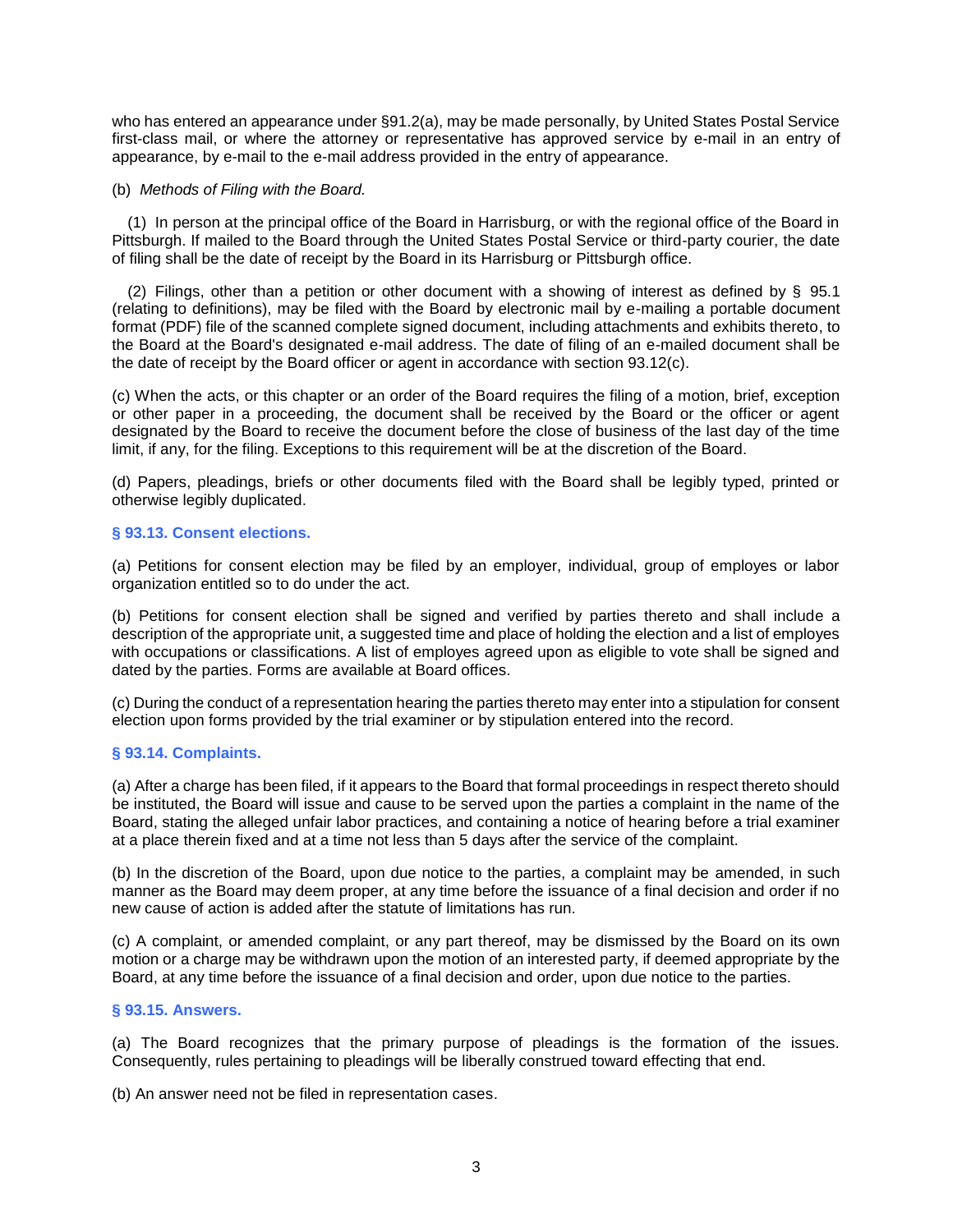who has entered an appearance under §91.2(a), may be made personally, by United States Postal Service first-class mail, or where the attorney or representative has approved service by e-mail in an entry of appearance, by e-mail to the e-mail address provided in the entry of appearance.

(b) *Methods of Filing with the Board.*

(1) In person at the principal office of the Board in Harrisburg, or with the regional office of the Board in Pittsburgh. If mailed to the Board through the United States Postal Service or third-party courier, the date of filing shall be the date of receipt by the Board in its Harrisburg or Pittsburgh office.

(2) Filings, other than a petition or other document with a showing of interest as defined by § 95.1 (relating to definitions), may be filed with the Board by electronic mail by e-mailing a portable document format (PDF) file of the scanned complete signed document, including attachments and exhibits thereto, to the Board at the Board's designated e-mail address. The date of filing of an e-mailed document shall be the date of receipt by the Board officer or agent in accordance with section 93.12(c).

(c) When the acts, or this chapter or an order of the Board requires the filing of a motion, brief, exception or other paper in a proceeding, the document shall be received by the Board or the officer or agent designated by the Board to receive the document before the close of business of the last day of the time limit, if any, for the filing. Exceptions to this requirement will be at the discretion of the Board.

(d) Papers, pleadings, briefs or other documents filed with the Board shall be legibly typed, printed or otherwise legibly duplicated.

### § 93.13. Consent elections.

(a) Petitions for consent election may be filed by an employer, individual, group of employes or labor organization entitled so to do under the act.

(b) Petitions for consent election shall be signed and verified by parties thereto and shall include a description of the appropriate unit, a suggested time and place of holding the election and a list of employes with occupations or classifications. A list of employes agreed upon as eligible to vote shall be signed and dated by the parties. Forms are available at Board offices.

(c) During the conduct of a representation hearing the parties thereto may enter into a stipulation for consent election upon forms provided by the trial examiner or by stipulation entered into the record.

### § 93.14. Complaints.

(a) After a charge has been filed, if it appears to the Board that formal proceedings in respect thereto should be instituted, the Board will issue and cause to be served upon the parties a complaint in the name of the Board, stating the alleged unfair labor practices, and containing a notice of hearing before a trial examiner at a place therein fixed and at a time not less than 5 days after the service of the complaint.

(b) In the discretion of the Board, upon due notice to the parties, a complaint may be amended, in such manner as the Board may deem proper, at any time before the issuance of a final decision and order if no new cause of action is added after the statute of limitations has run.

(c) A complaint, or amended complaint, or any part thereof, may be dismissed by the Board on its own motion or a charge may be withdrawn upon the motion of an interested party, if deemed appropriate by the Board, at any time before the issuance of a final decision and order, upon due notice to the parties.

### § 93.15. Answers.

(a) The Board recognizes that the primary purpose of pleadings is the formation of the issues. Consequently, rules pertaining to pleadings will be liberally construed toward effecting that end.

(b) An answer need not be filed in representation cases.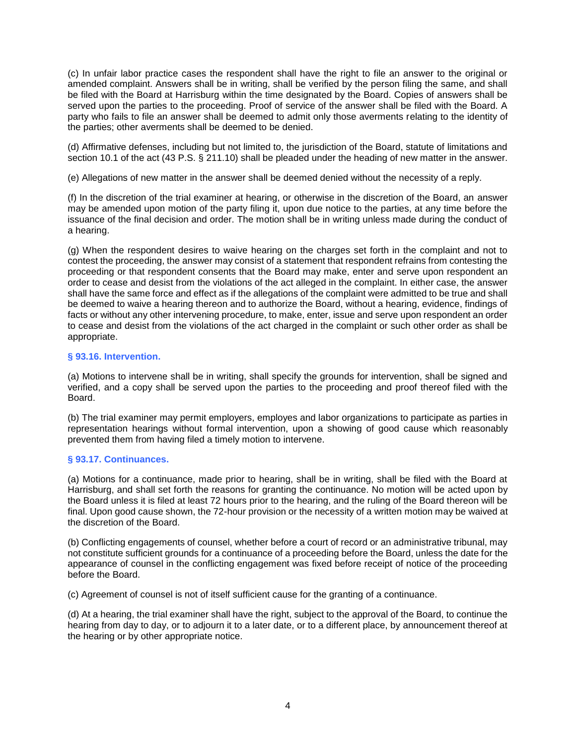(c) In unfair labor practice cases the respondent shall have the right to file an answer to the original or amended complaint. Answers shall be in writing, shall be verified by the person filing the same, and shall be filed with the Board at Harrisburg within the time designated by the Board. Copies of answers shall be served upon the parties to the proceeding. Proof of service of the answer shall be filed with the Board. A party who fails to file an answer shall be deemed to admit only those averments relating to the identity of the parties; other averments shall be deemed to be denied.

(d) Affirmative defenses, including but not limited to, the jurisdiction of the Board, statute of limitations and section 10.1 of the act (43 P.S. § 211.10) shall be pleaded under the heading of new matter in the answer.

(e) Allegations of new matter in the answer shall be deemed denied without the necessity of a reply.

(f) In the discretion of the trial examiner at hearing, or otherwise in the discretion of the Board, an answer may be amended upon motion of the party filing it, upon due notice to the parties, at any time before the issuance of the final decision and order. The motion shall be in writing unless made during the conduct of a hearing.

(g) When the respondent desires to waive hearing on the charges set forth in the complaint and not to contest the proceeding, the answer may consist of a statement that respondent refrains from contesting the proceeding or that respondent consents that the Board may make, enter and serve upon respondent an order to cease and desist from the violations of the act alleged in the complaint. In either case, the answer shall have the same force and effect as if the allegations of the complaint were admitted to be true and shall be deemed to waive a hearing thereon and to authorize the Board, without a hearing, evidence, findings of facts or without any other intervening procedure, to make, enter, issue and serve upon respondent an order to cease and desist from the violations of the act charged in the complaint or such other order as shall be appropriate.

### § 93.16. Intervention.

(a) Motions to intervene shall be in writing, shall specify the grounds for intervention, shall be signed and verified, and a copy shall be served upon the parties to the proceeding and proof thereof filed with the Board.

(b) The trial examiner may permit employers, employes and labor organizations to participate as parties in representation hearings without formal intervention, upon a showing of good cause which reasonably prevented them from having filed a timely motion to intervene.

### § 93.17. Continuances.

(a) Motions for a continuance, made prior to hearing, shall be in writing, shall be filed with the Board at Harrisburg, and shall set forth the reasons for granting the continuance. No motion will be acted upon by the Board unless it is filed at least 72 hours prior to the hearing, and the ruling of the Board thereon will be final. Upon good cause shown, the 72-hour provision or the necessity of a written motion may be waived at the discretion of the Board.

(b) Conflicting engagements of counsel, whether before a court of record or an administrative tribunal, may not constitute sufficient grounds for a continuance of a proceeding before the Board, unless the date for the appearance of counsel in the conflicting engagement was fixed before receipt of notice of the proceeding before the Board.

(c) Agreement of counsel is not of itself sufficient cause for the granting of a continuance.

(d) At a hearing, the trial examiner shall have the right, subject to the approval of the Board, to continue the hearing from day to day, or to adjourn it to a later date, or to a different place, by announcement thereof at the hearing or by other appropriate notice.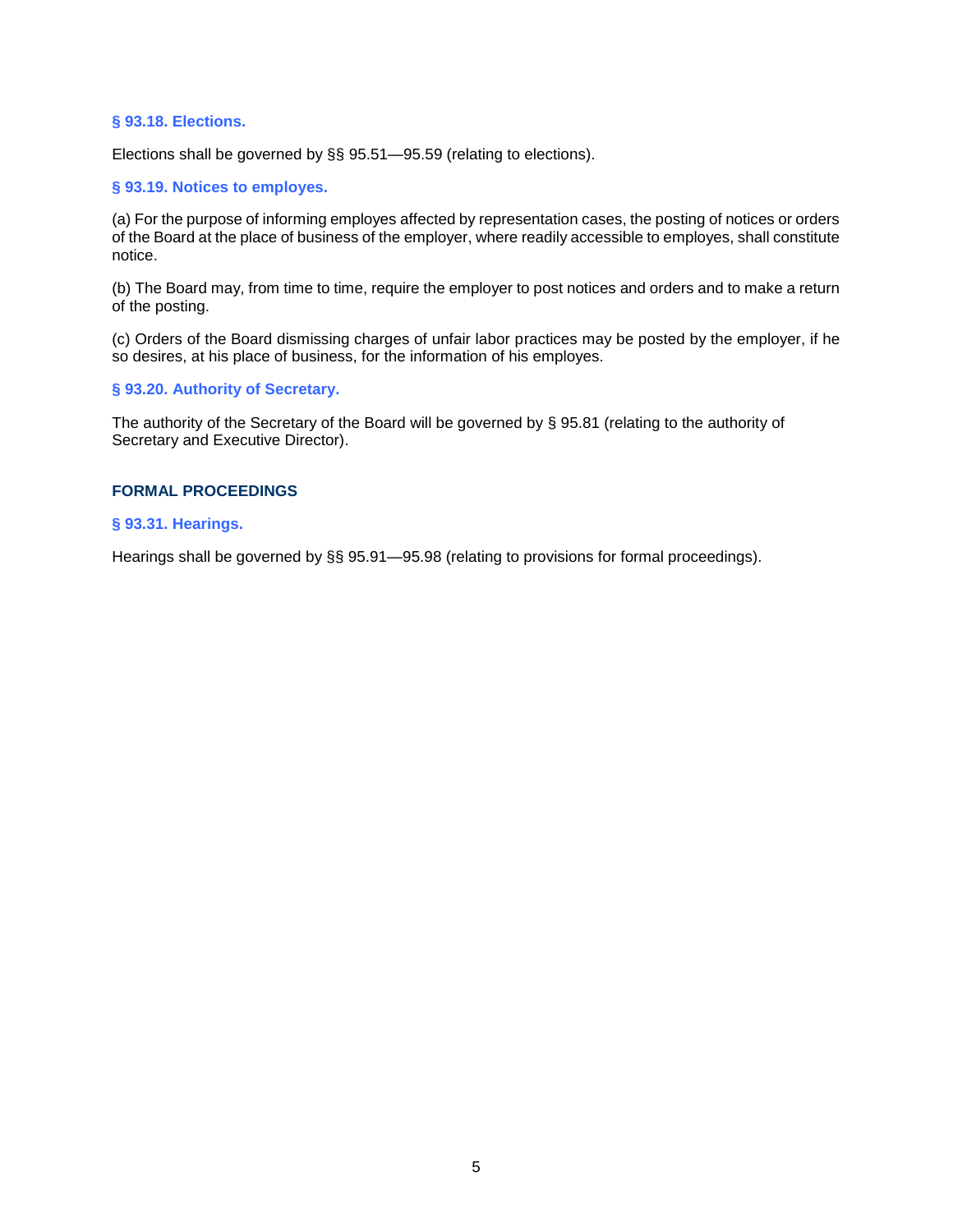### § 93.18. Elections.

Elections shall be governed by §§ 95.51—95.59 (relating to elections).

### § 93.19. Notices to employes.

(a) For the purpose of informing employes affected by representation cases, the posting of notices or orders of the Board at the place of business of the employer, where readily accessible to employes, shall constitute notice.

(b) The Board may, from time to time, require the employer to post notices and orders and to make a return of the posting.

(c) Orders of the Board dismissing charges of unfair labor practices may be posted by the employer, if he so desires, at his place of business, for the information of his employes.

### § 93.20. Authority of Secretary.

The authority of the Secretary of the Board will be governed by § 95.81 (relating to the authority of Secretary and Executive Director).

## FORMAL PROCEEDINGS

### § 93.31. Hearings.

Hearings shall be governed by §§ 95.91—95.98 (relating to provisions for formal proceedings).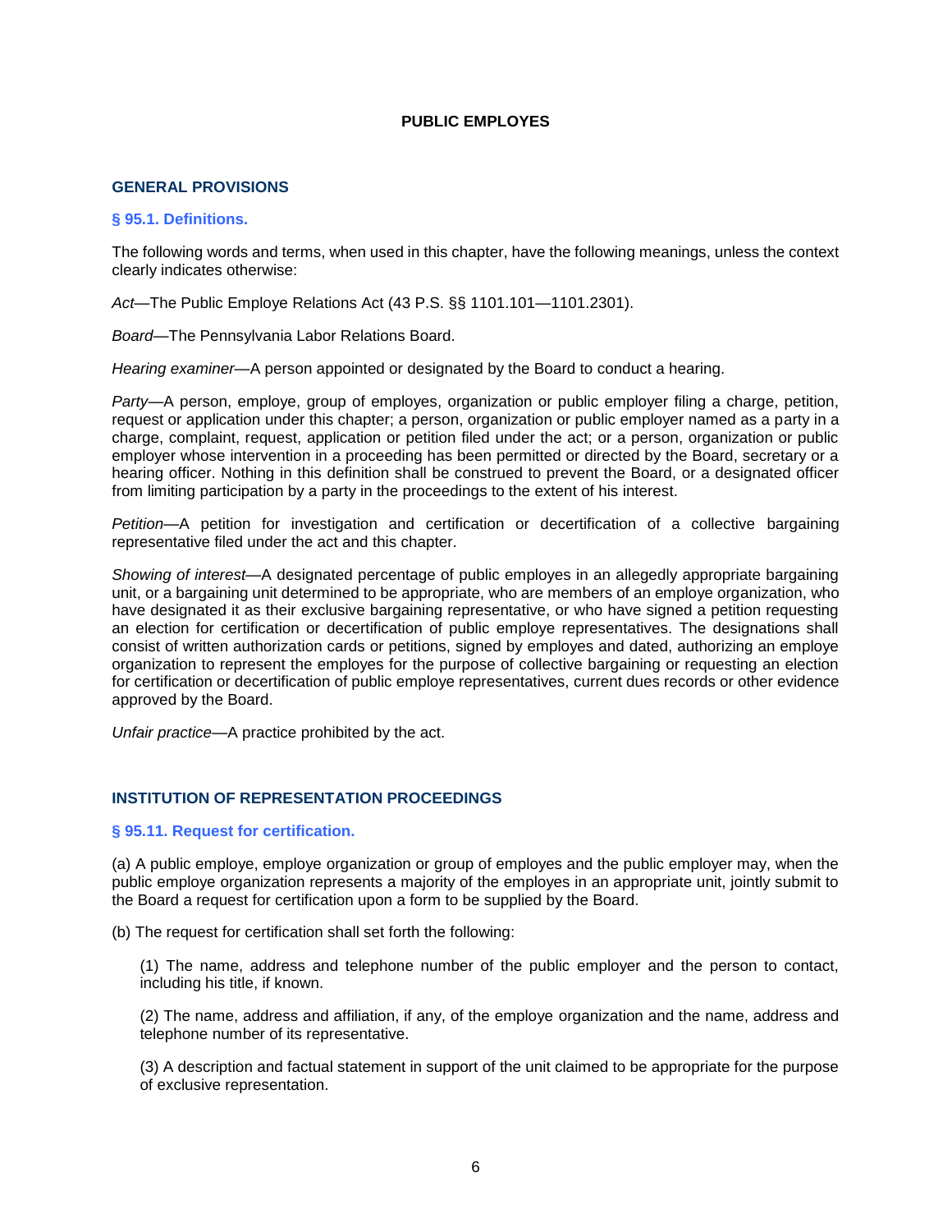# PUBLIC EMPLOYES

## GENERAL PROVISIONS

### § 95.1. Definitions.

The following words and terms, when used in this chapter, have the following meanings, unless the context clearly indicates otherwise:

*Act*—The Public Employe Relations Act (43 P.S. §§ 1101.101—1101.2301).

*Board*—The Pennsylvania Labor Relations Board.

*Hearing examiner*—A person appointed or designated by the Board to conduct a hearing.

*Party*—A person, employe, group of employes, organization or public employer filing a charge, petition, request or application under this chapter; a person, organization or public employer named as a party in a charge, complaint, request, application or petition filed under the act; or a person, organization or public employer whose intervention in a proceeding has been permitted or directed by the Board, secretary or a hearing officer. Nothing in this definition shall be construed to prevent the Board, or a designated officer from limiting participation by a party in the proceedings to the extent of his interest.

*Petition*—A petition for investigation and certification or decertification of a collective bargaining representative filed under the act and this chapter.

*Showing of interest*—A designated percentage of public employes in an allegedly appropriate bargaining unit, or a bargaining unit determined to be appropriate, who are members of an employe organization, who have designated it as their exclusive bargaining representative, or who have signed a petition requesting an election for certification or decertification of public employe representatives. The designations shall consist of written authorization cards or petitions, signed by employes and dated, authorizing an employe organization to represent the employes for the purpose of collective bargaining or requesting an election for certification or decertification of public employe representatives, current dues records or other evidence approved by the Board.

*Unfair practice*—A practice prohibited by the act.

## INSTITUTION OF REPRESENTATION PROCEEDINGS

### § 95.11. Request for certification.

(a) A public employe, employe organization or group of employes and the public employer may, when the public employe organization represents a majority of the employes in an appropriate unit, jointly submit to the Board a request for certification upon a form to be supplied by the Board.

(b) The request for certification shall set forth the following:

(1) The name, address and telephone number of the public employer and the person to contact, including his title, if known.

(2) The name, address and affiliation, if any, of the employe organization and the name, address and telephone number of its representative.

(3) A description and factual statement in support of the unit claimed to be appropriate for the purpose of exclusive representation.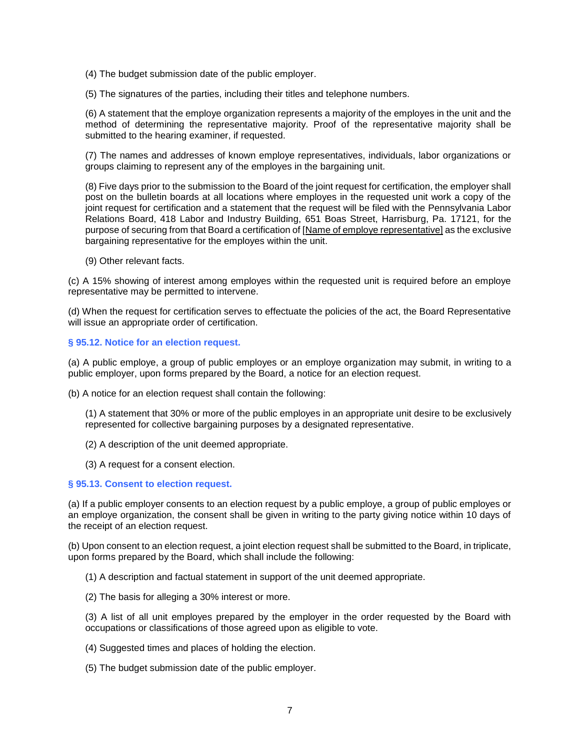(4) The budget submission date of the public employer.

(5) The signatures of the parties, including their titles and telephone numbers.

(6) A statement that the employe organization represents a majority of the employes in the unit and the method of determining the representative majority. Proof of the representative majority shall be submitted to the hearing examiner, if requested.

(7) The names and addresses of known employe representatives, individuals, labor organizations or groups claiming to represent any of the employes in the bargaining unit.

(8) Five days prior to the submission to the Board of the joint request for certification, the employer shall post on the bulletin boards at all locations where employes in the requested unit work a copy of the joint request for certification and a statement that the request will be filed with the Pennsylvania Labor Relations Board, 418 Labor and Industry Building, 651 Boas Street, Harrisburg, Pa. 17121, for the purpose of securing from that Board a certification of [Name of employe representative] as the exclusive bargaining representative for the employes within the unit.

(9) Other relevant facts.

(c) A 15% showing of interest among employes within the requested unit is required before an employe representative may be permitted to intervene.

(d) When the request for certification serves to effectuate the policies of the act, the Board Representative will issue an appropriate order of certification.

### § 95.12. Notice for an election request.

(a) A public employe, a group of public employes or an employe organization may submit, in writing to a public employer, upon forms prepared by the Board, a notice for an election request.

(b) A notice for an election request shall contain the following:

(1) A statement that 30% or more of the public employes in an appropriate unit desire to be exclusively represented for collective bargaining purposes by a designated representative.

(2) A description of the unit deemed appropriate.

(3) A request for a consent election.

### § 95.13. Consent to election request.

(a) If a public employer consents to an election request by a public employe, a group of public employes or an employe organization, the consent shall be given in writing to the party giving notice within 10 days of the receipt of an election request.

(b) Upon consent to an election request, a joint election request shall be submitted to the Board, in triplicate, upon forms prepared by the Board, which shall include the following:

(1) A description and factual statement in support of the unit deemed appropriate.

(2) The basis for alleging a 30% interest or more.

(3) A list of all unit employes prepared by the employer in the order requested by the Board with occupations or classifications of those agreed upon as eligible to vote.

(4) Suggested times and places of holding the election.

(5) The budget submission date of the public employer.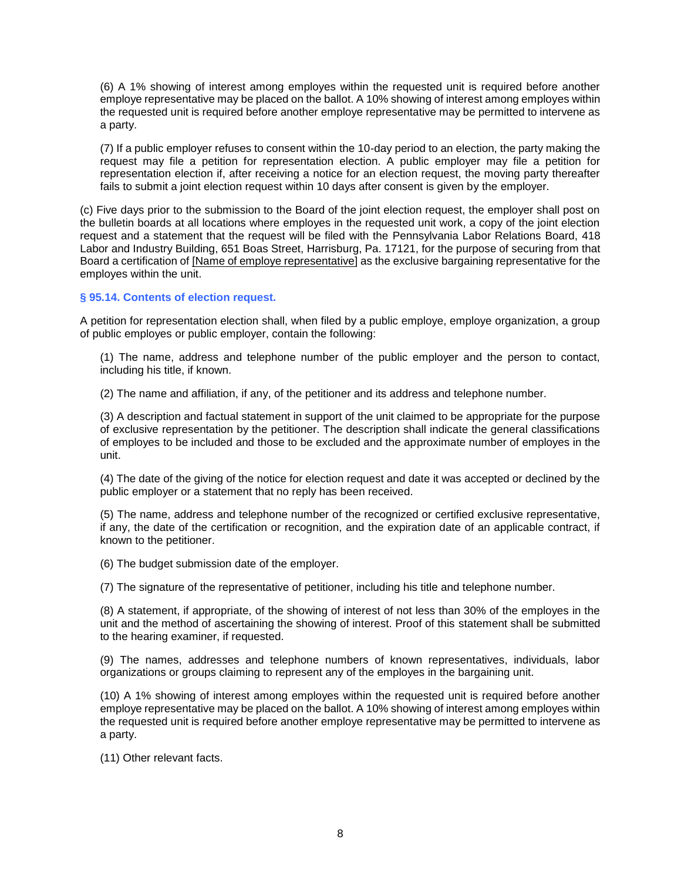(6) A 1% showing of interest among employes within the requested unit is required before another employe representative may be placed on the ballot. A 10% showing of interest among employes within the requested unit is required before another employe representative may be permitted to intervene as a party.

(7) If a public employer refuses to consent within the 10-day period to an election, the party making the request may file a petition for representation election. A public employer may file a petition for representation election if, after receiving a notice for an election request, the moving party thereafter fails to submit a joint election request within 10 days after consent is given by the employer.

(c) Five days prior to the submission to the Board of the joint election request, the employer shall post on the bulletin boards at all locations where employes in the requested unit work, a copy of the joint election request and a statement that the request will be filed with the Pennsylvania Labor Relations Board, 418 Labor and Industry Building, 651 Boas Street, Harrisburg, Pa. 17121, for the purpose of securing from that Board a certification of [Name of employe representative] as the exclusive bargaining representative for the employes within the unit.

### § 95.14. Contents of election request.

A petition for representation election shall, when filed by a public employe, employe organization, a group of public employes or public employer, contain the following:

(1) The name, address and telephone number of the public employer and the person to contact, including his title, if known.

(2) The name and affiliation, if any, of the petitioner and its address and telephone number.

(3) A description and factual statement in support of the unit claimed to be appropriate for the purpose of exclusive representation by the petitioner. The description shall indicate the general classifications of employes to be included and those to be excluded and the approximate number of employes in the unit.

(4) The date of the giving of the notice for election request and date it was accepted or declined by the public employer or a statement that no reply has been received.

(5) The name, address and telephone number of the recognized or certified exclusive representative, if any, the date of the certification or recognition, and the expiration date of an applicable contract, if known to the petitioner.

(6) The budget submission date of the employer.

(7) The signature of the representative of petitioner, including his title and telephone number.

(8) A statement, if appropriate, of the showing of interest of not less than 30% of the employes in the unit and the method of ascertaining the showing of interest. Proof of this statement shall be submitted to the hearing examiner, if requested.

(9) The names, addresses and telephone numbers of known representatives, individuals, labor organizations or groups claiming to represent any of the employes in the bargaining unit.

(10) A 1% showing of interest among employes within the requested unit is required before another employe representative may be placed on the ballot. A 10% showing of interest among employes within the requested unit is required before another employe representative may be permitted to intervene as a party.

(11) Other relevant facts.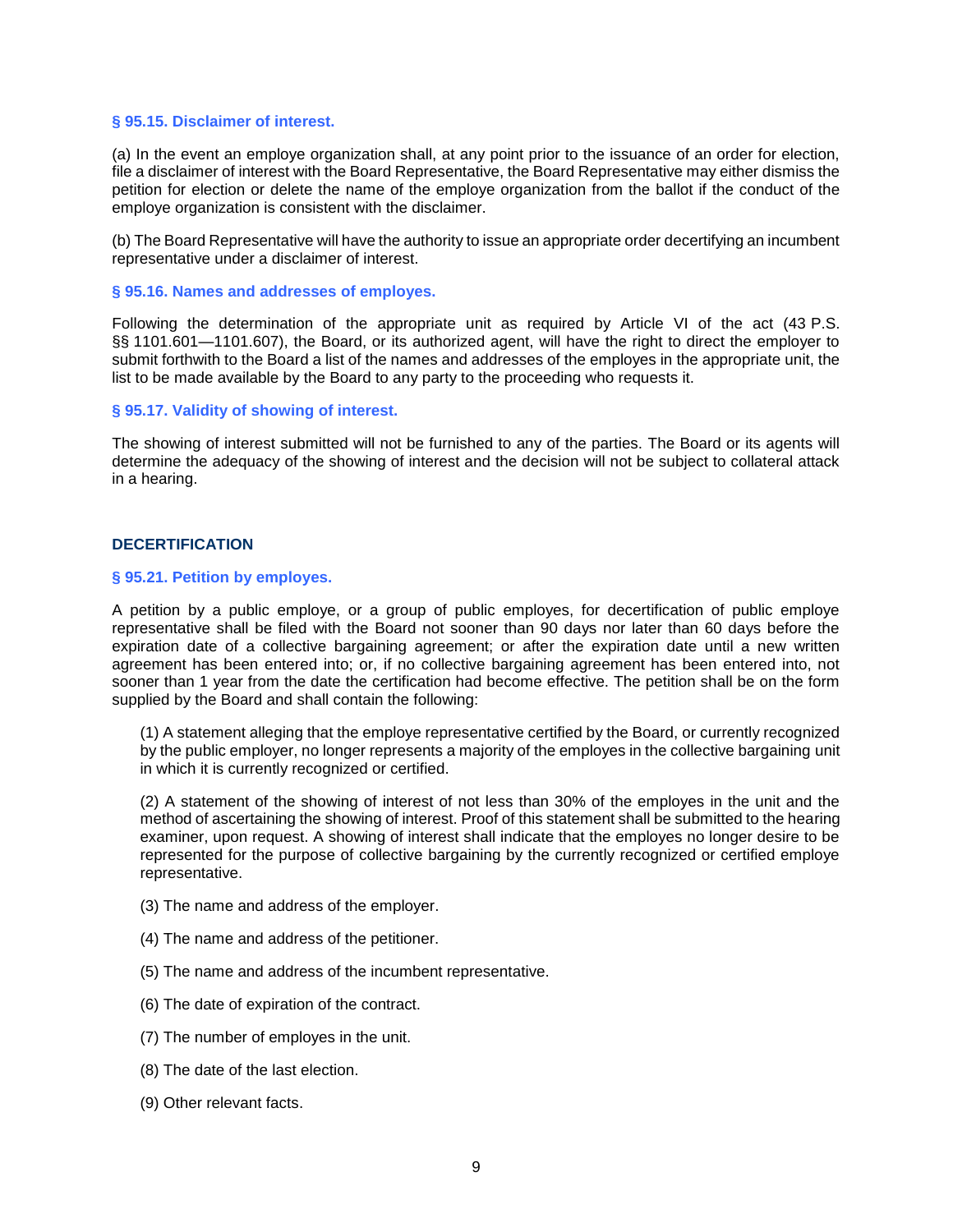### § 95.15. Disclaimer of interest.

(a) In the event an employe organization shall, at any point prior to the issuance of an order for election, file a disclaimer of interest with the Board Representative, the Board Representative may either dismiss the petition for election or delete the name of the employe organization from the ballot if the conduct of the employe organization is consistent with the disclaimer.

(b) The Board Representative will have the authority to issue an appropriate order decertifying an incumbent representative under a disclaimer of interest.

### § 95.16. Names and addresses of employes.

Following the determination of the appropriate unit as required by Article VI of the act (43 P.S. §§ 1101.601—1101.607), the Board, or its authorized agent, will have the right to direct the employer to submit forthwith to the Board a list of the names and addresses of the employes in the appropriate unit, the list to be made available by the Board to any party to the proceeding who requests it.

### § 95.17. Validity of showing of interest.

The showing of interest submitted will not be furnished to any of the parties. The Board or its agents will determine the adequacy of the showing of interest and the decision will not be subject to collateral attack in a hearing.

## DECERTIFICATION

### § 95.21. Petition by employes.

A petition by a public employe, or a group of public employes, for decertification of public employe representative shall be filed with the Board not sooner than 90 days nor later than 60 days before the expiration date of a collective bargaining agreement; or after the expiration date until a new written agreement has been entered into; or, if no collective bargaining agreement has been entered into, not sooner than 1 year from the date the certification had become effective. The petition shall be on the form supplied by the Board and shall contain the following:

(1) A statement alleging that the employe representative certified by the Board, or currently recognized by the public employer, no longer represents a majority of the employes in the collective bargaining unit in which it is currently recognized or certified.

(2) A statement of the showing of interest of not less than 30% of the employes in the unit and the method of ascertaining the showing of interest. Proof of this statement shall be submitted to the hearing examiner, upon request. A showing of interest shall indicate that the employes no longer desire to be represented for the purpose of collective bargaining by the currently recognized or certified employe representative.

(3) The name and address of the employer.

(4) The name and address of the petitioner.

(5) The name and address of the incumbent representative.

(6) The date of expiration of the contract.

(7) The number of employes in the unit.

(8) The date of the last election.

(9) Other relevant facts.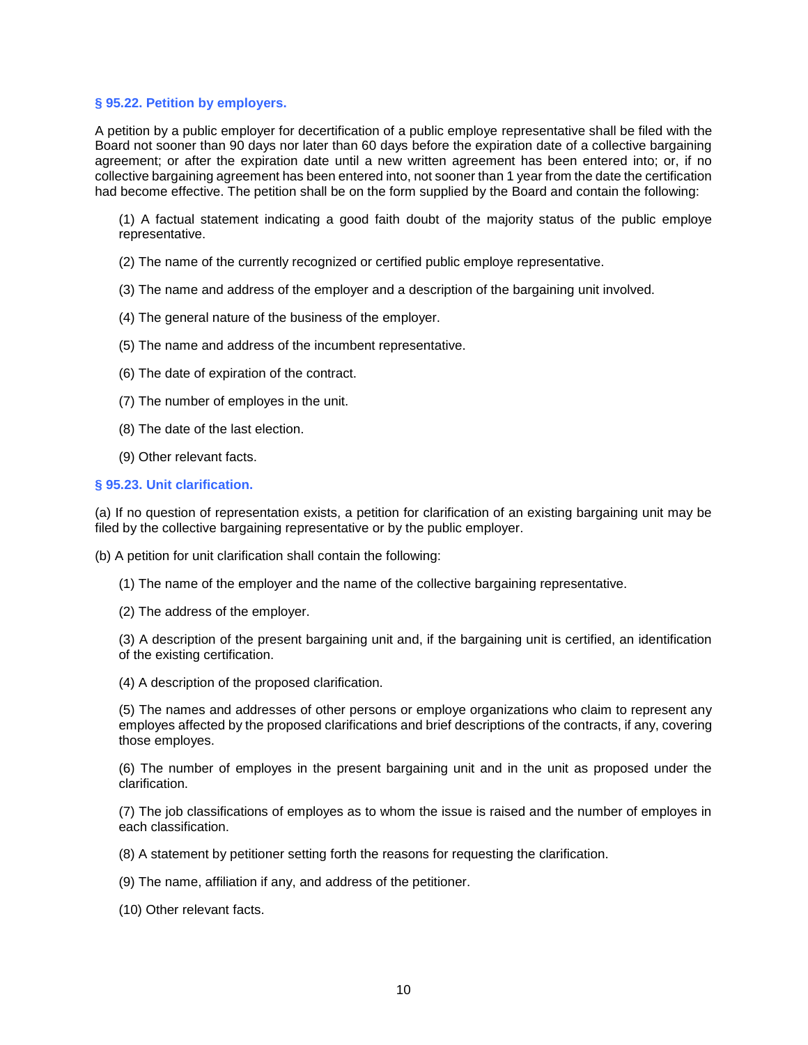### § 95.22. Petition by employers.

A petition by a public employer for decertification of a public employe representative shall be filed with the Board not sooner than 90 days nor later than 60 days before the expiration date of a collective bargaining agreement; or after the expiration date until a new written agreement has been entered into; or, if no collective bargaining agreement has been entered into, not sooner than 1 year from the date the certification had become effective. The petition shall be on the form supplied by the Board and contain the following:

(1) A factual statement indicating a good faith doubt of the majority status of the public employe representative.

(2) The name of the currently recognized or certified public employe representative.

(3) The name and address of the employer and a description of the bargaining unit involved.

(4) The general nature of the business of the employer.

(5) The name and address of the incumbent representative.

(6) The date of expiration of the contract.

(7) The number of employes in the unit.

(8) The date of the last election.

(9) Other relevant facts.

### § 95.23. Unit clarification.

(a) If no question of representation exists, a petition for clarification of an existing bargaining unit may be filed by the collective bargaining representative or by the public employer.

(b) A petition for unit clarification shall contain the following:

(1) The name of the employer and the name of the collective bargaining representative.

(2) The address of the employer.

(3) A description of the present bargaining unit and, if the bargaining unit is certified, an identification of the existing certification.

(4) A description of the proposed clarification.

(5) The names and addresses of other persons or employe organizations who claim to represent any employes affected by the proposed clarifications and brief descriptions of the contracts, if any, covering those employes.

(6) The number of employes in the present bargaining unit and in the unit as proposed under the clarification.

(7) The job classifications of employes as to whom the issue is raised and the number of employes in each classification.

(8) A statement by petitioner setting forth the reasons for requesting the clarification.

(9) The name, affiliation if any, and address of the petitioner.

(10) Other relevant facts.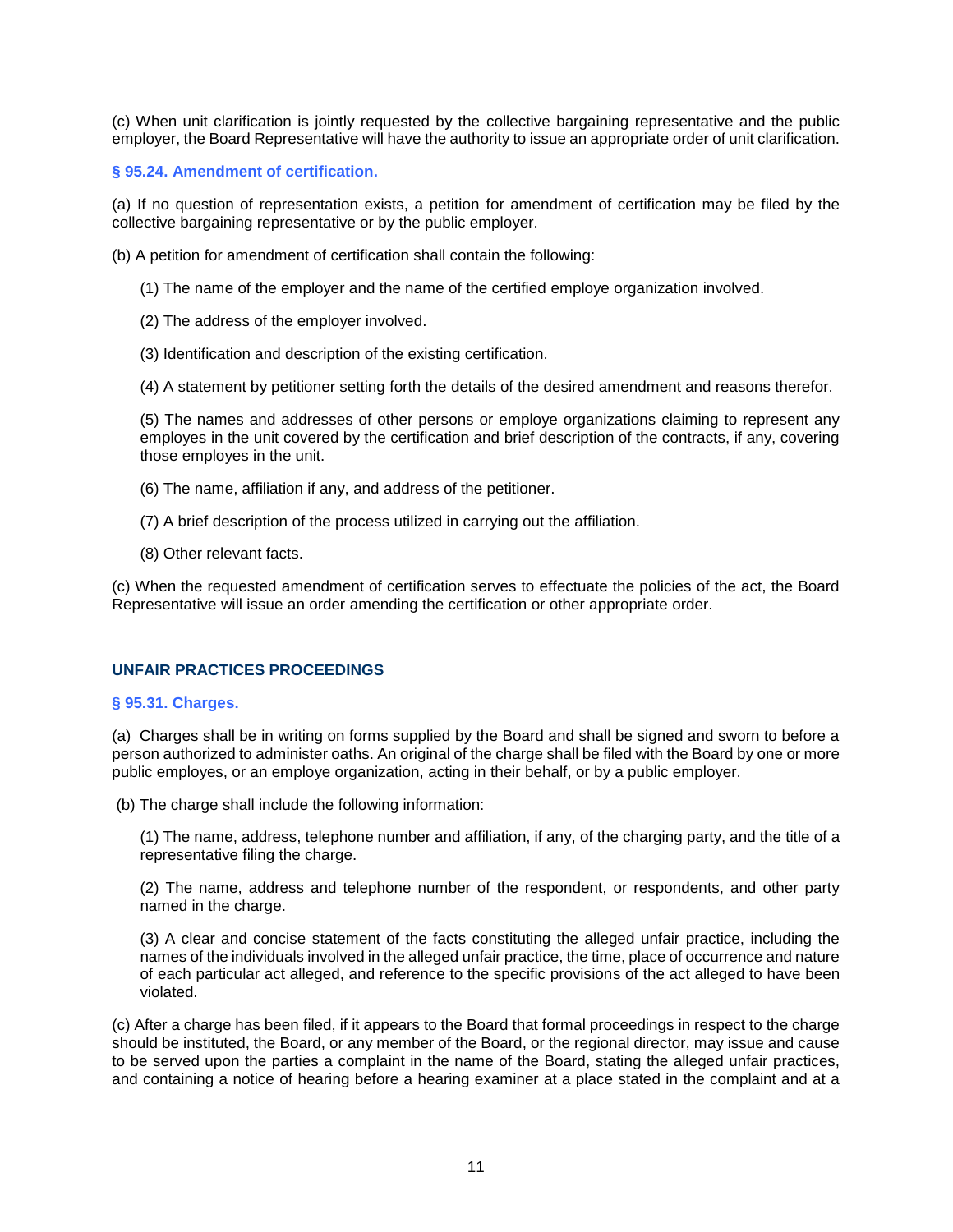(c) When unit clarification is jointly requested by the collective bargaining representative and the public employer, the Board Representative will have the authority to issue an appropriate order of unit clarification.

### § 95.24. Amendment of certification.

(a) If no question of representation exists, a petition for amendment of certification may be filed by the collective bargaining representative or by the public employer.

(b) A petition for amendment of certification shall contain the following:

(1) The name of the employer and the name of the certified employe organization involved.

(2) The address of the employer involved.

(3) Identification and description of the existing certification.

(4) A statement by petitioner setting forth the details of the desired amendment and reasons therefor.

(5) The names and addresses of other persons or employe organizations claiming to represent any employes in the unit covered by the certification and brief description of the contracts, if any, covering those employes in the unit.

(6) The name, affiliation if any, and address of the petitioner.

(7) A brief description of the process utilized in carrying out the affiliation.

(8) Other relevant facts.

(c) When the requested amendment of certification serves to effectuate the policies of the act, the Board Representative will issue an order amending the certification or other appropriate order.

## UNFAIR PRACTICES PROCEEDINGS

### § 95.31. Charges.

(a) Charges shall be in writing on forms supplied by the Board and shall be signed and sworn to before a person authorized to administer oaths. An original of the charge shall be filed with the Board by one or more public employes, or an employe organization, acting in their behalf, or by a public employer.

(b) The charge shall include the following information:

(1) The name, address, telephone number and affiliation, if any, of the charging party, and the title of a representative filing the charge.

(2) The name, address and telephone number of the respondent, or respondents, and other party named in the charge.

(3) A clear and concise statement of the facts constituting the alleged unfair practice, including the names of the individuals involved in the alleged unfair practice, the time, place of occurrence and nature of each particular act alleged, and reference to the specific provisions of the act alleged to have been violated.

(c) After a charge has been filed, if it appears to the Board that formal proceedings in respect to the charge should be instituted, the Board, or any member of the Board, or the regional director, may issue and cause to be served upon the parties a complaint in the name of the Board, stating the alleged unfair practices, and containing a notice of hearing before a hearing examiner at a place stated in the complaint and at a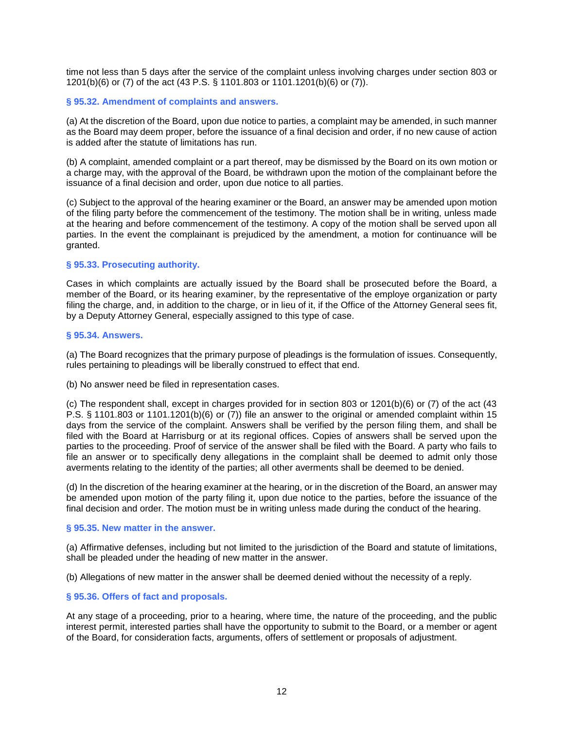time not less than 5 days after the service of the complaint unless involving charges under section 803 or 1201(b)(6) or (7) of the act (43 P.S. § 1101.803 or 1101.1201(b)(6) or (7)).

### § 95.32. Amendment of complaints and answers.

(a) At the discretion of the Board, upon due notice to parties, a complaint may be amended, in such manner as the Board may deem proper, before the issuance of a final decision and order, if no new cause of action is added after the statute of limitations has run.

(b) A complaint, amended complaint or a part thereof, may be dismissed by the Board on its own motion or a charge may, with the approval of the Board, be withdrawn upon the motion of the complainant before the issuance of a final decision and order, upon due notice to all parties.

(c) Subject to the approval of the hearing examiner or the Board, an answer may be amended upon motion of the filing party before the commencement of the testimony. The motion shall be in writing, unless made at the hearing and before commencement of the testimony. A copy of the motion shall be served upon all parties. In the event the complainant is prejudiced by the amendment, a motion for continuance will be granted.

### § 95.33. Prosecuting authority.

Cases in which complaints are actually issued by the Board shall be prosecuted before the Board, a member of the Board, or its hearing examiner, by the representative of the employe organization or party filing the charge, and, in addition to the charge, or in lieu of it, if the Office of the Attorney General sees fit, by a Deputy Attorney General, especially assigned to this type of case.

### § 95.34. Answers.

(a) The Board recognizes that the primary purpose of pleadings is the formulation of issues. Consequently, rules pertaining to pleadings will be liberally construed to effect that end.

(b) No answer need be filed in representation cases.

(c) The respondent shall, except in charges provided for in section 803 or 1201(b)(6) or (7) of the act (43 P.S. § 1101.803 or 1101.1201(b)(6) or (7)) file an answer to the original or amended complaint within 15 days from the service of the complaint. Answers shall be verified by the person filing them, and shall be filed with the Board at Harrisburg or at its regional offices. Copies of answers shall be served upon the parties to the proceeding. Proof of service of the answer shall be filed with the Board. A party who fails to file an answer or to specifically deny allegations in the complaint shall be deemed to admit only those averments relating to the identity of the parties; all other averments shall be deemed to be denied.

(d) In the discretion of the hearing examiner at the hearing, or in the discretion of the Board, an answer may be amended upon motion of the party filing it, upon due notice to the parties, before the issuance of the final decision and order. The motion must be in writing unless made during the conduct of the hearing.

### § 95.35. New matter in the answer.

(a) Affirmative defenses, including but not limited to the jurisdiction of the Board and statute of limitations, shall be pleaded under the heading of new matter in the answer.

(b) Allegations of new matter in the answer shall be deemed denied without the necessity of a reply.

### § 95.36. Offers of fact and proposals.

At any stage of a proceeding, prior to a hearing, where time, the nature of the proceeding, and the public interest permit, interested parties shall have the opportunity to submit to the Board, or a member or agent of the Board, for consideration facts, arguments, offers of settlement or proposals of adjustment.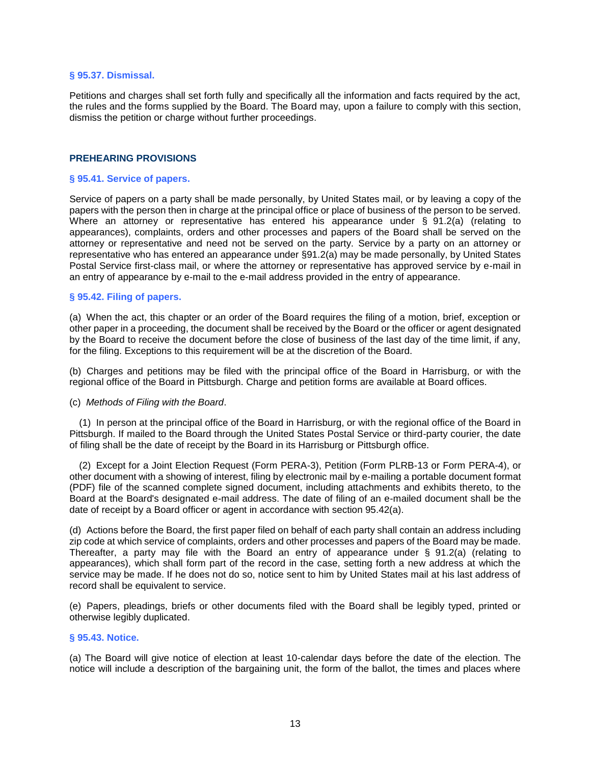### § 95.37. Dismissal.

Petitions and charges shall set forth fully and specifically all the information and facts required by the act, the rules and the forms supplied by the Board. The Board may, upon a failure to comply with this section, dismiss the petition or charge without further proceedings.

## PREHEARING PROVISIONS

### § 95.41. Service of papers.

Service of papers on a party shall be made personally, by United States mail, or by leaving a copy of the papers with the person then in charge at the principal office or place of business of the person to be served. Where an attorney or representative has entered his appearance under § 91.2(a) (relating to appearances), complaints, orders and other processes and papers of the Board shall be served on the attorney or representative and need not be served on the party. Service by a party on an attorney or representative who has entered an appearance under §91.2(a) may be made personally, by United States Postal Service first-class mail, or where the attorney or representative has approved service by e-mail in an entry of appearance by e-mail to the e-mail address provided in the entry of appearance.

### § 95.42. Filing of papers.

(a) When the act, this chapter or an order of the Board requires the filing of a motion, brief, exception or other paper in a proceeding, the document shall be received by the Board or the officer or agent designated by the Board to receive the document before the close of business of the last day of the time limit, if any, for the filing. Exceptions to this requirement will be at the discretion of the Board.

(b) Charges and petitions may be filed with the principal office of the Board in Harrisburg, or with the regional office of the Board in Pittsburgh. Charge and petition forms are available at Board offices.

(c) *Methods of Filing with the Board*.

(1) In person at the principal office of the Board in Harrisburg, or with the regional office of the Board in Pittsburgh. If mailed to the Board through the United States Postal Service or third-party courier, the date of filing shall be the date of receipt by the Board in its Harrisburg or Pittsburgh office.

(2) Except for a Joint Election Request (Form PERA-3), Petition (Form PLRB-13 or Form PERA-4), or other document with a showing of interest, filing by electronic mail by e-mailing a portable document format (PDF) file of the scanned complete signed document, including attachments and exhibits thereto, to the Board at the Board's designated e-mail address. The date of filing of an e-mailed document shall be the date of receipt by a Board officer or agent in accordance with section 95.42(a).

(d) Actions before the Board, the first paper filed on behalf of each party shall contain an address including zip code at which service of complaints, orders and other processes and papers of the Board may be made. Thereafter, a party may file with the Board an entry of appearance under § 91.2(a) (relating to appearances), which shall form part of the record in the case, setting forth a new address at which the service may be made. If he does not do so, notice sent to him by United States mail at his last address of record shall be equivalent to service.

(e) Papers, pleadings, briefs or other documents filed with the Board shall be legibly typed, printed or otherwise legibly duplicated.

### § 95.43. Notice.

(a) The Board will give notice of election at least 10-calendar days before the date of the election. The notice will include a description of the bargaining unit, the form of the ballot, the times and places where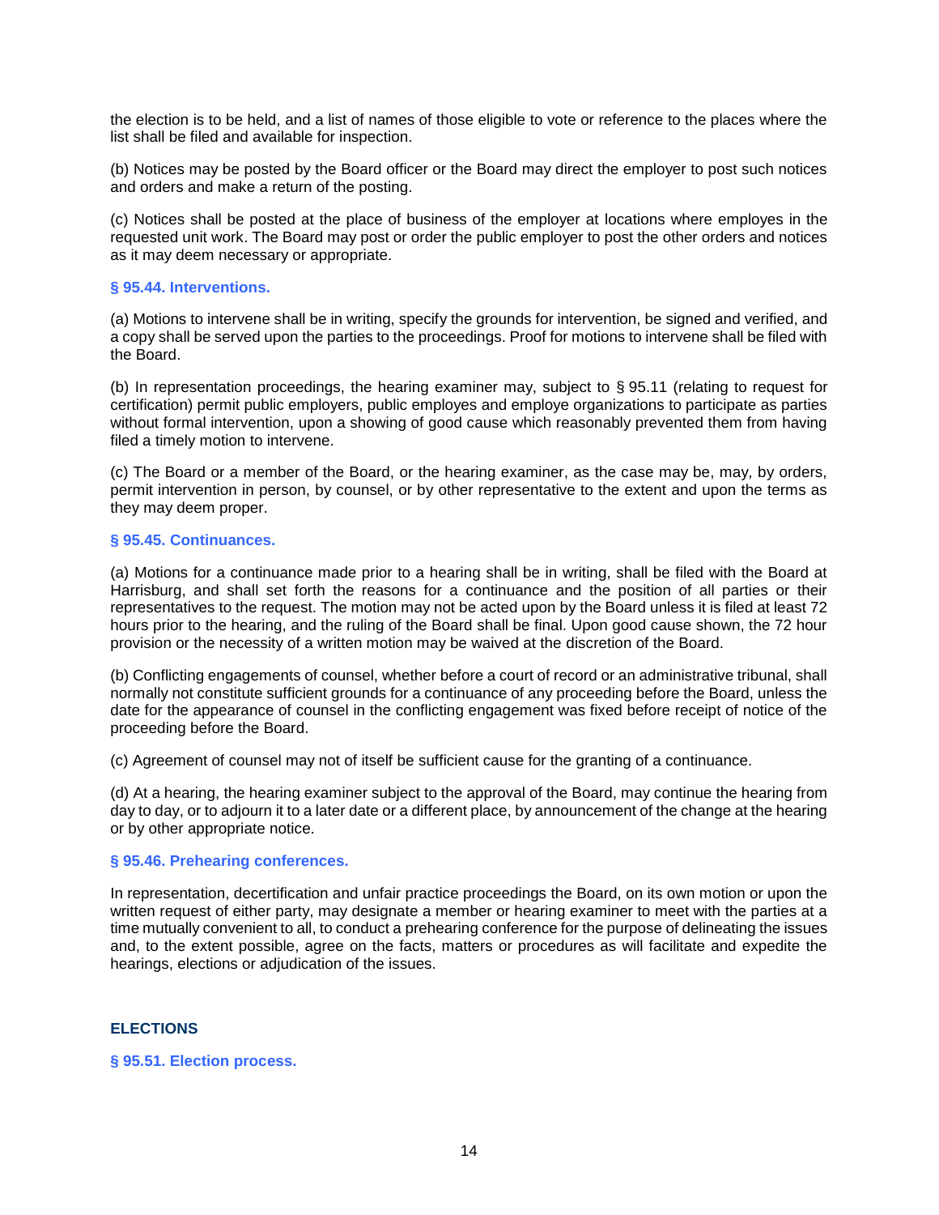the election is to be held, and a list of names of those eligible to vote or reference to the places where the list shall be filed and available for inspection.

(b) Notices may be posted by the Board officer or the Board may direct the employer to post such notices and orders and make a return of the posting.

(c) Notices shall be posted at the place of business of the employer at locations where employes in the requested unit work. The Board may post or order the public employer to post the other orders and notices as it may deem necessary or appropriate.

### § 95.44. Interventions.

(a) Motions to intervene shall be in writing, specify the grounds for intervention, be signed and verified, and a copy shall be served upon the parties to the proceedings. Proof for motions to intervene shall be filed with the Board.

(b) In representation proceedings, the hearing examiner may, subject to § 95.11 (relating to request for certification) permit public employers, public employes and employe organizations to participate as parties without formal intervention, upon a showing of good cause which reasonably prevented them from having filed a timely motion to intervene.

(c) The Board or a member of the Board, or the hearing examiner, as the case may be, may, by orders, permit intervention in person, by counsel, or by other representative to the extent and upon the terms as they may deem proper.

### § 95.45. Continuances.

(a) Motions for a continuance made prior to a hearing shall be in writing, shall be filed with the Board at Harrisburg, and shall set forth the reasons for a continuance and the position of all parties or their representatives to the request. The motion may not be acted upon by the Board unless it is filed at least 72 hours prior to the hearing, and the ruling of the Board shall be final. Upon good cause shown, the 72 hour provision or the necessity of a written motion may be waived at the discretion of the Board.

(b) Conflicting engagements of counsel, whether before a court of record or an administrative tribunal, shall normally not constitute sufficient grounds for a continuance of any proceeding before the Board, unless the date for the appearance of counsel in the conflicting engagement was fixed before receipt of notice of the proceeding before the Board.

(c) Agreement of counsel may not of itself be sufficient cause for the granting of a continuance.

(d) At a hearing, the hearing examiner subject to the approval of the Board, may continue the hearing from day to day, or to adjourn it to a later date or a different place, by announcement of the change at the hearing or by other appropriate notice.

### § 95.46. Prehearing conferences.

In representation, decertification and unfair practice proceedings the Board, on its own motion or upon the written request of either party, may designate a member or hearing examiner to meet with the parties at a time mutually convenient to all, to conduct a prehearing conference for the purpose of delineating the issues and, to the extent possible, agree on the facts, matters or procedures as will facilitate and expedite the hearings, elections or adjudication of the issues.

## ELECTIONS

### § 95.51. Election process.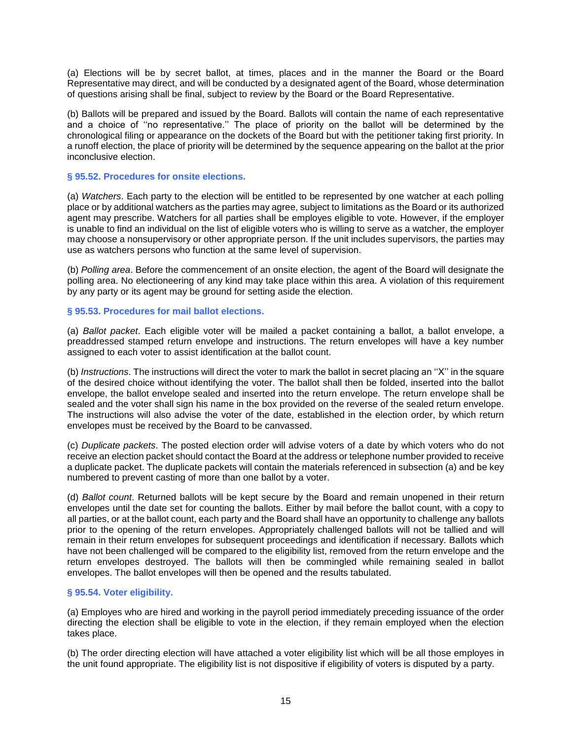(a) Elections will be by secret ballot, at times, places and in the manner the Board or the Board Representative may direct, and will be conducted by a designated agent of the Board, whose determination of questions arising shall be final, subject to review by the Board or the Board Representative.

(b) Ballots will be prepared and issued by the Board. Ballots will contain the name of each representative and a choice of ''no representative.'' The place of priority on the ballot will be determined by the chronological filing or appearance on the dockets of the Board but with the petitioner taking first priority. In a runoff election, the place of priority will be determined by the sequence appearing on the ballot at the prior inconclusive election.

### § 95.52. Procedures for onsite elections.

(a) *Watchers*. Each party to the election will be entitled to be represented by one watcher at each polling place or by additional watchers as the parties may agree, subject to limitations as the Board or its authorized agent may prescribe. Watchers for all parties shall be employes eligible to vote. However, if the employer is unable to find an individual on the list of eligible voters who is willing to serve as a watcher, the employer may choose a nonsupervisory or other appropriate person. If the unit includes supervisors, the parties may use as watchers persons who function at the same level of supervision.

(b) *Polling area*. Before the commencement of an onsite election, the agent of the Board will designate the polling area. No electioneering of any kind may take place within this area. A violation of this requirement by any party or its agent may be ground for setting aside the election.

### § 95.53. Procedures for mail ballot elections.

(a) *Ballot packet*. Each eligible voter will be mailed a packet containing a ballot, a ballot envelope, a preaddressed stamped return envelope and instructions. The return envelopes will have a key number assigned to each voter to assist identification at the ballot count.

(b) *Instructions*. The instructions will direct the voter to mark the ballot in secret placing an ''X'' in the square of the desired choice without identifying the voter. The ballot shall then be folded, inserted into the ballot envelope, the ballot envelope sealed and inserted into the return envelope. The return envelope shall be sealed and the voter shall sign his name in the box provided on the reverse of the sealed return envelope. The instructions will also advise the voter of the date, established in the election order, by which return envelopes must be received by the Board to be canvassed.

(c) *Duplicate packets*. The posted election order will advise voters of a date by which voters who do not receive an election packet should contact the Board at the address or telephone number provided to receive a duplicate packet. The duplicate packets will contain the materials referenced in subsection (a) and be key numbered to prevent casting of more than one ballot by a voter.

(d) *Ballot count*. Returned ballots will be kept secure by the Board and remain unopened in their return envelopes until the date set for counting the ballots. Either by mail before the ballot count, with a copy to all parties, or at the ballot count, each party and the Board shall have an opportunity to challenge any ballots prior to the opening of the return envelopes. Appropriately challenged ballots will not be tallied and will remain in their return envelopes for subsequent proceedings and identification if necessary. Ballots which have not been challenged will be compared to the eligibility list, removed from the return envelope and the return envelopes destroyed. The ballots will then be commingled while remaining sealed in ballot envelopes. The ballot envelopes will then be opened and the results tabulated.

### § 95.54. Voter eligibility.

(a) Employes who are hired and working in the payroll period immediately preceding issuance of the order directing the election shall be eligible to vote in the election, if they remain employed when the election takes place.

(b) The order directing election will have attached a voter eligibility list which will be all those employes in the unit found appropriate. The eligibility list is not dispositive if eligibility of voters is disputed by a party.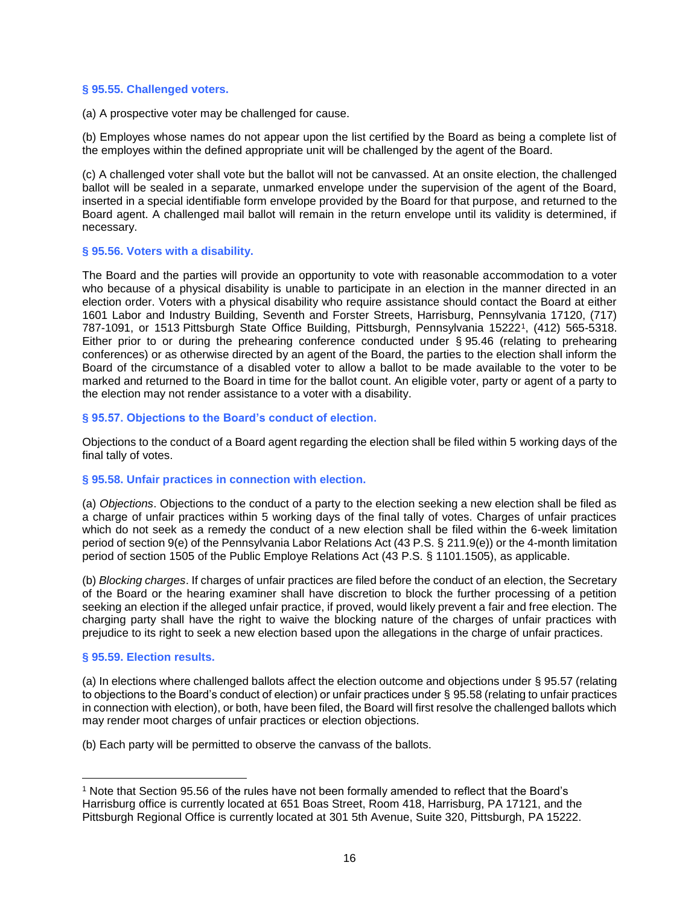### § 95.55. Challenged voters.

(a) A prospective voter may be challenged for cause.

(b) Employes whose names do not appear upon the list certified by the Board as being a complete list of the employes within the defined appropriate unit will be challenged by the agent of the Board.

(c) A challenged voter shall vote but the ballot will not be canvassed. At an onsite election, the challenged ballot will be sealed in a separate, unmarked envelope under the supervision of the agent of the Board, inserted in a special identifiable form envelope provided by the Board for that purpose, and returned to the Board agent. A challenged mail ballot will remain in the return envelope until its validity is determined, if necessary.

### § 95.56. Voters with a disability.

The Board and the parties will provide an opportunity to vote with reasonable accommodation to a voter who because of a physical disability is unable to participate in an election in the manner directed in an election order. Voters with a physical disability who require assistance should contact the Board at either 1601 Labor and Industry Building, Seventh and Forster Streets, Harrisburg, Pennsylvania 17120, (717) 787-1091, or 1513 Pittsburgh State Office Building, Pittsburgh, Pennsylvania 15222[1], (412) 565-5318. Either prior to or during the prehearing conference conducted under § 95.46 (relating to prehearing conferences) or as otherwise directed by an agent of the Board, the parties to the election shall inform the Board of the circumstance of a disabled voter to allow a ballot to be made available to the voter to be marked and returned to the Board in time for the ballot count. An eligible voter, party or agent of a party to the election may not render assistance to a voter with a disability.

### § 95.57. Objections to the Board's conduct of election.

Objections to the conduct of a Board agent regarding the election shall be filed within 5 working days of the final tally of votes.

### § 95.58. Unfair practices in connection with election.

(a) *Objections*. Objections to the conduct of a party to the election seeking a new election shall be filed as a charge of unfair practices within 5 working days of the final tally of votes. Charges of unfair practices which do not seek as a remedy the conduct of a new election shall be filed within the 6-week limitation period of section 9(e) of the Pennsylvania Labor Relations Act (43 P.S. § 211.9(e)) or the 4-month limitation period of section 1505 of the Public Employe Relations Act (43 P.S. § 1101.1505), as applicable.

(b) *Blocking charges*. If charges of unfair practices are filed before the conduct of an election, the Secretary of the Board or the hearing examiner shall have discretion to block the further processing of a petition seeking an election if the alleged unfair practice, if proved, would likely prevent a fair and free election. The charging party shall have the right to waive the blocking nature of the charges of unfair practices with prejudice to its right to seek a new election based upon the allegations in the charge of unfair practices.

### § 95.59. Election results.

(a) In elections where challenged ballots affect the election outcome and objections under § 95.57 (relating to objections to the Board's conduct of election) or unfair practices under § 95.58 (relating to unfair practices in connection with election), or both, have been filed, the Board will first resolve the challenged ballots which may render moot charges of unfair practices or election objections.

(b) Each party will be permitted to observe the canvass of the ballots.

---

[1] Note that Section 95.56 of the rules have not been formally amended to reflect that the Board's Harrisburg office is currently located at 651 Boas Street, Room 418, Harrisburg, PA 17121, and the Pittsburgh Regional Office is currently located at 301 5th Avenue, Suite 320, Pittsburgh, PA 15222.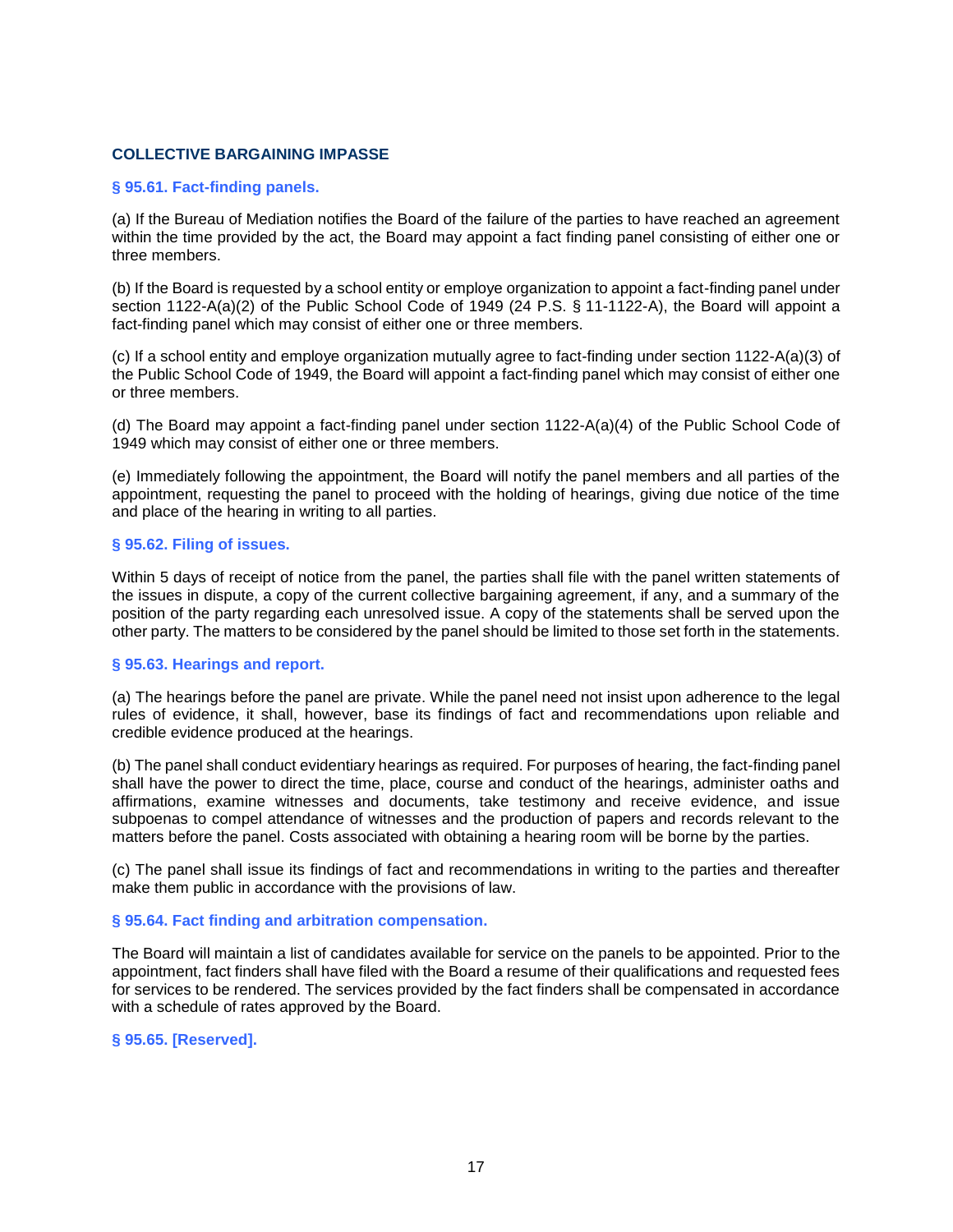## COLLECTIVE BARGAINING IMPASSE

### § 95.61. Fact-finding panels.

(a) If the Bureau of Mediation notifies the Board of the failure of the parties to have reached an agreement within the time provided by the act, the Board may appoint a fact finding panel consisting of either one or three members.

(b) If the Board is requested by a school entity or employe organization to appoint a fact-finding panel under section 1122-A(a)(2) of the Public School Code of 1949 (24 P.S. § 11-1122-A), the Board will appoint a fact-finding panel which may consist of either one or three members.

(c) If a school entity and employe organization mutually agree to fact-finding under section 1122-A(a)(3) of the Public School Code of 1949, the Board will appoint a fact-finding panel which may consist of either one or three members.

(d) The Board may appoint a fact-finding panel under section 1122-A(a)(4) of the Public School Code of 1949 which may consist of either one or three members.

(e) Immediately following the appointment, the Board will notify the panel members and all parties of the appointment, requesting the panel to proceed with the holding of hearings, giving due notice of the time and place of the hearing in writing to all parties.

### § 95.62. Filing of issues.

Within 5 days of receipt of notice from the panel, the parties shall file with the panel written statements of the issues in dispute, a copy of the current collective bargaining agreement, if any, and a summary of the position of the party regarding each unresolved issue. A copy of the statements shall be served upon the other party. The matters to be considered by the panel should be limited to those set forth in the statements.

### § 95.63. Hearings and report.

(a) The hearings before the panel are private. While the panel need not insist upon adherence to the legal rules of evidence, it shall, however, base its findings of fact and recommendations upon reliable and credible evidence produced at the hearings.

(b) The panel shall conduct evidentiary hearings as required. For purposes of hearing, the fact-finding panel shall have the power to direct the time, place, course and conduct of the hearings, administer oaths and affirmations, examine witnesses and documents, take testimony and receive evidence, and issue subpoenas to compel attendance of witnesses and the production of papers and records relevant to the matters before the panel. Costs associated with obtaining a hearing room will be borne by the parties.

(c) The panel shall issue its findings of fact and recommendations in writing to the parties and thereafter make them public in accordance with the provisions of law.

### § 95.64. Fact finding and arbitration compensation.

The Board will maintain a list of candidates available for service on the panels to be appointed. Prior to the appointment, fact finders shall have filed with the Board a resume of their qualifications and requested fees for services to be rendered. The services provided by the fact finders shall be compensated in accordance with a schedule of rates approved by the Board.

### § 95.65. [Reserved].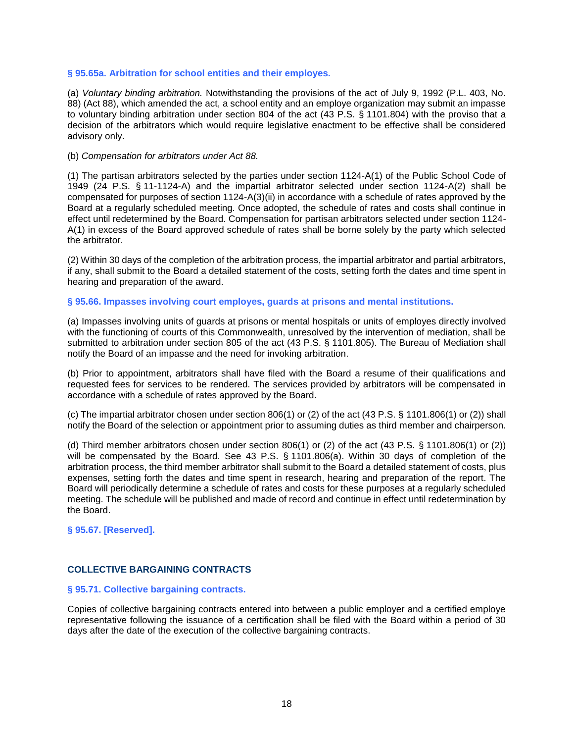### § 95.65a. Arbitration for school entities and their employes.

(a) *Voluntary binding arbitration.* Notwithstanding the provisions of the act of July 9, 1992 (P.L. 403, No. 88) (Act 88), which amended the act, a school entity and an employe organization may submit an impasse to voluntary binding arbitration under section 804 of the act (43 P.S. § 1101.804) with the proviso that a decision of the arbitrators which would require legislative enactment to be effective shall be considered advisory only.

(b) *Compensation for arbitrators under Act 88.*

(1) The partisan arbitrators selected by the parties under section 1124-A(1) of the Public School Code of 1949 (24 P.S. § 11-1124-A) and the impartial arbitrator selected under section 1124-A(2) shall be compensated for purposes of section 1124-A(3)(ii) in accordance with a schedule of rates approved by the Board at a regularly scheduled meeting. Once adopted, the schedule of rates and costs shall continue in effect until redetermined by the Board. Compensation for partisan arbitrators selected under section 1124-A(1) in excess of the Board approved schedule of rates shall be borne solely by the party which selected the arbitrator.

(2) Within 30 days of the completion of the arbitration process, the impartial arbitrator and partial arbitrators, if any, shall submit to the Board a detailed statement of the costs, setting forth the dates and time spent in hearing and preparation of the award.

### § 95.66. Impasses involving court employes, guards at prisons and mental institutions.

(a) Impasses involving units of guards at prisons or mental hospitals or units of employes directly involved with the functioning of courts of this Commonwealth, unresolved by the intervention of mediation, shall be submitted to arbitration under section 805 of the act (43 P.S. § 1101.805). The Bureau of Mediation shall notify the Board of an impasse and the need for invoking arbitration.

(b) Prior to appointment, arbitrators shall have filed with the Board a resume of their qualifications and requested fees for services to be rendered. The services provided by arbitrators will be compensated in accordance with a schedule of rates approved by the Board.

(c) The impartial arbitrator chosen under section 806(1) or (2) of the act (43 P.S. § 1101.806(1) or (2)) shall notify the Board of the selection or appointment prior to assuming duties as third member and chairperson.

(d) Third member arbitrators chosen under section 806(1) or (2) of the act (43 P.S. § 1101.806(1) or (2)) will be compensated by the Board. See 43 P.S. § 1101.806(a). Within 30 days of completion of the arbitration process, the third member arbitrator shall submit to the Board a detailed statement of costs, plus expenses, setting forth the dates and time spent in research, hearing and preparation of the report. The Board will periodically determine a schedule of rates and costs for these purposes at a regularly scheduled meeting. The schedule will be published and made of record and continue in effect until redetermination by the Board.

### § 95.67. [Reserved].

## COLLECTIVE BARGAINING CONTRACTS

### § 95.71. Collective bargaining contracts.

Copies of collective bargaining contracts entered into between a public employer and a certified employe representative following the issuance of a certification shall be filed with the Board within a period of 30 days after the date of the execution of the collective bargaining contracts.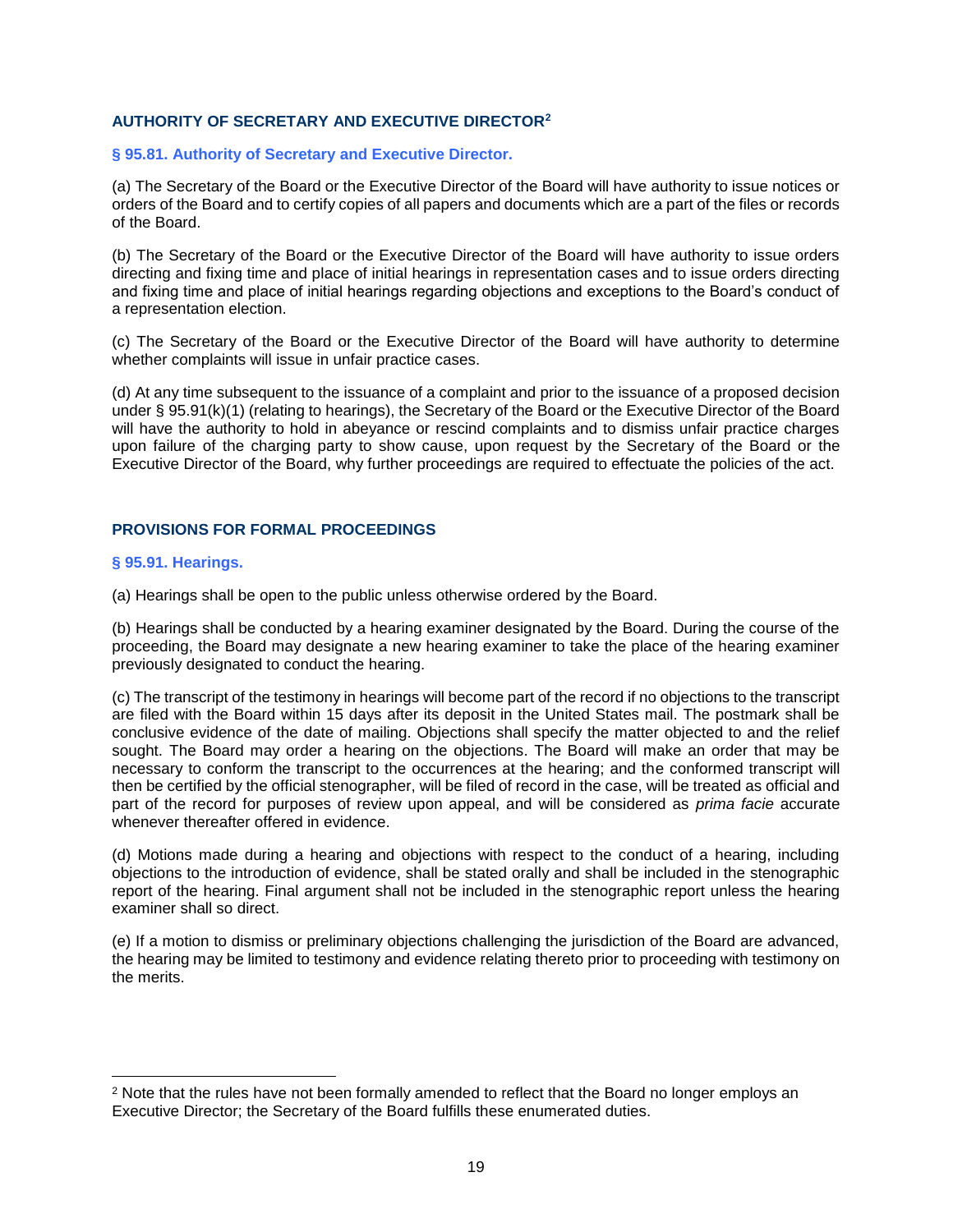## AUTHORITY OF SECRETARY AND EXECUTIVE DIRECTOR[2]

### § 95.81. Authority of Secretary and Executive Director.

(a) The Secretary of the Board or the Executive Director of the Board will have authority to issue notices or orders of the Board and to certify copies of all papers and documents which are a part of the files or records of the Board.

(b) The Secretary of the Board or the Executive Director of the Board will have authority to issue orders directing and fixing time and place of initial hearings in representation cases and to issue orders directing and fixing time and place of initial hearings regarding objections and exceptions to the Board's conduct of a representation election.

(c) The Secretary of the Board or the Executive Director of the Board will have authority to determine whether complaints will issue in unfair practice cases.

(d) At any time subsequent to the issuance of a complaint and prior to the issuance of a proposed decision under § 95.91(k)(1) (relating to hearings), the Secretary of the Board or the Executive Director of the Board will have the authority to hold in abeyance or rescind complaints and to dismiss unfair practice charges upon failure of the charging party to show cause, upon request by the Secretary of the Board or the Executive Director of the Board, why further proceedings are required to effectuate the policies of the act.

## PROVISIONS FOR FORMAL PROCEEDINGS

### § 95.91. Hearings.

(a) Hearings shall be open to the public unless otherwise ordered by the Board.

(b) Hearings shall be conducted by a hearing examiner designated by the Board. During the course of the proceeding, the Board may designate a new hearing examiner to take the place of the hearing examiner previously designated to conduct the hearing.

(c) The transcript of the testimony in hearings will become part of the record if no objections to the transcript are filed with the Board within 15 days after its deposit in the United States mail. The postmark shall be conclusive evidence of the date of mailing. Objections shall specify the matter objected to and the relief sought. The Board may order a hearing on the objections. The Board will make an order that may be necessary to conform the transcript to the occurrences at the hearing; and the conformed transcript will then be certified by the official stenographer, will be filed of record in the case, will be treated as official and part of the record for purposes of review upon appeal, and will be considered as *prima facie* accurate whenever thereafter offered in evidence.

(d) Motions made during a hearing and objections with respect to the conduct of a hearing, including objections to the introduction of evidence, shall be stated orally and shall be included in the stenographic report of the hearing. Final argument shall not be included in the stenographic report unless the hearing examiner shall so direct.

(e) If a motion to dismiss or preliminary objections challenging the jurisdiction of the Board are advanced, the hearing may be limited to testimony and evidence relating thereto prior to proceeding with testimony on the merits.

---

[2] Note that the rules have not been formally amended to reflect that the Board no longer employs an Executive Director; the Secretary of the Board fulfills these enumerated duties.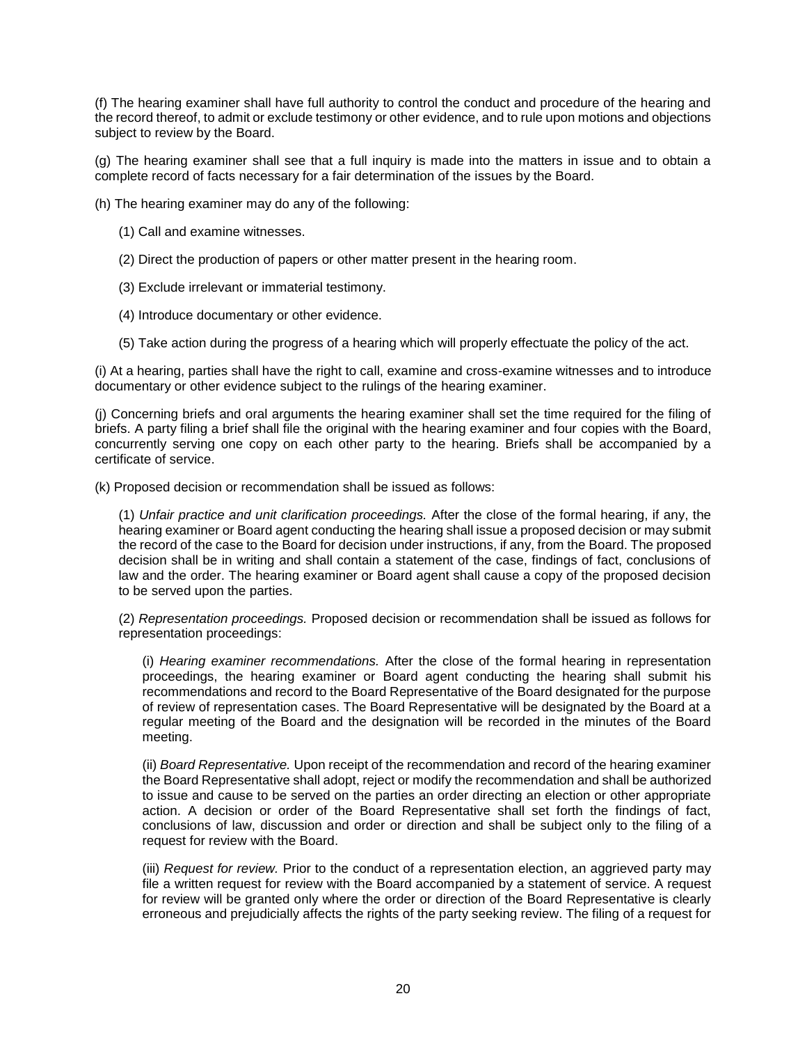(f) The hearing examiner shall have full authority to control the conduct and procedure of the hearing and the record thereof, to admit or exclude testimony or other evidence, and to rule upon motions and objections subject to review by the Board.

(g) The hearing examiner shall see that a full inquiry is made into the matters in issue and to obtain a complete record of facts necessary for a fair determination of the issues by the Board.

(h) The hearing examiner may do any of the following:

(1) Call and examine witnesses.

(2) Direct the production of papers or other matter present in the hearing room.

(3) Exclude irrelevant or immaterial testimony.

(4) Introduce documentary or other evidence.

(5) Take action during the progress of a hearing which will properly effectuate the policy of the act.

(i) At a hearing, parties shall have the right to call, examine and cross-examine witnesses and to introduce documentary or other evidence subject to the rulings of the hearing examiner.

(j) Concerning briefs and oral arguments the hearing examiner shall set the time required for the filing of briefs. A party filing a brief shall file the original with the hearing examiner and four copies with the Board, concurrently serving one copy on each other party to the hearing. Briefs shall be accompanied by a certificate of service.

(k) Proposed decision or recommendation shall be issued as follows:

(1) *Unfair practice and unit clarification proceedings.* After the close of the formal hearing, if any, the hearing examiner or Board agent conducting the hearing shall issue a proposed decision or may submit the record of the case to the Board for decision under instructions, if any, from the Board. The proposed decision shall be in writing and shall contain a statement of the case, findings of fact, conclusions of law and the order. The hearing examiner or Board agent shall cause a copy of the proposed decision to be served upon the parties.

(2) *Representation proceedings.* Proposed decision or recommendation shall be issued as follows for representation proceedings:

(i) *Hearing examiner recommendations.* After the close of the formal hearing in representation proceedings, the hearing examiner or Board agent conducting the hearing shall submit his recommendations and record to the Board Representative of the Board designated for the purpose of review of representation cases. The Board Representative will be designated by the Board at a regular meeting of the Board and the designation will be recorded in the minutes of the Board meeting.

(ii) *Board Representative.* Upon receipt of the recommendation and record of the hearing examiner the Board Representative shall adopt, reject or modify the recommendation and shall be authorized to issue and cause to be served on the parties an order directing an election or other appropriate action. A decision or order of the Board Representative shall set forth the findings of fact, conclusions of law, discussion and order or direction and shall be subject only to the filing of a request for review with the Board.

(iii) *Request for review.* Prior to the conduct of a representation election, an aggrieved party may file a written request for review with the Board accompanied by a statement of service. A request for review will be granted only where the order or direction of the Board Representative is clearly erroneous and prejudicially affects the rights of the party seeking review. The filing of a request for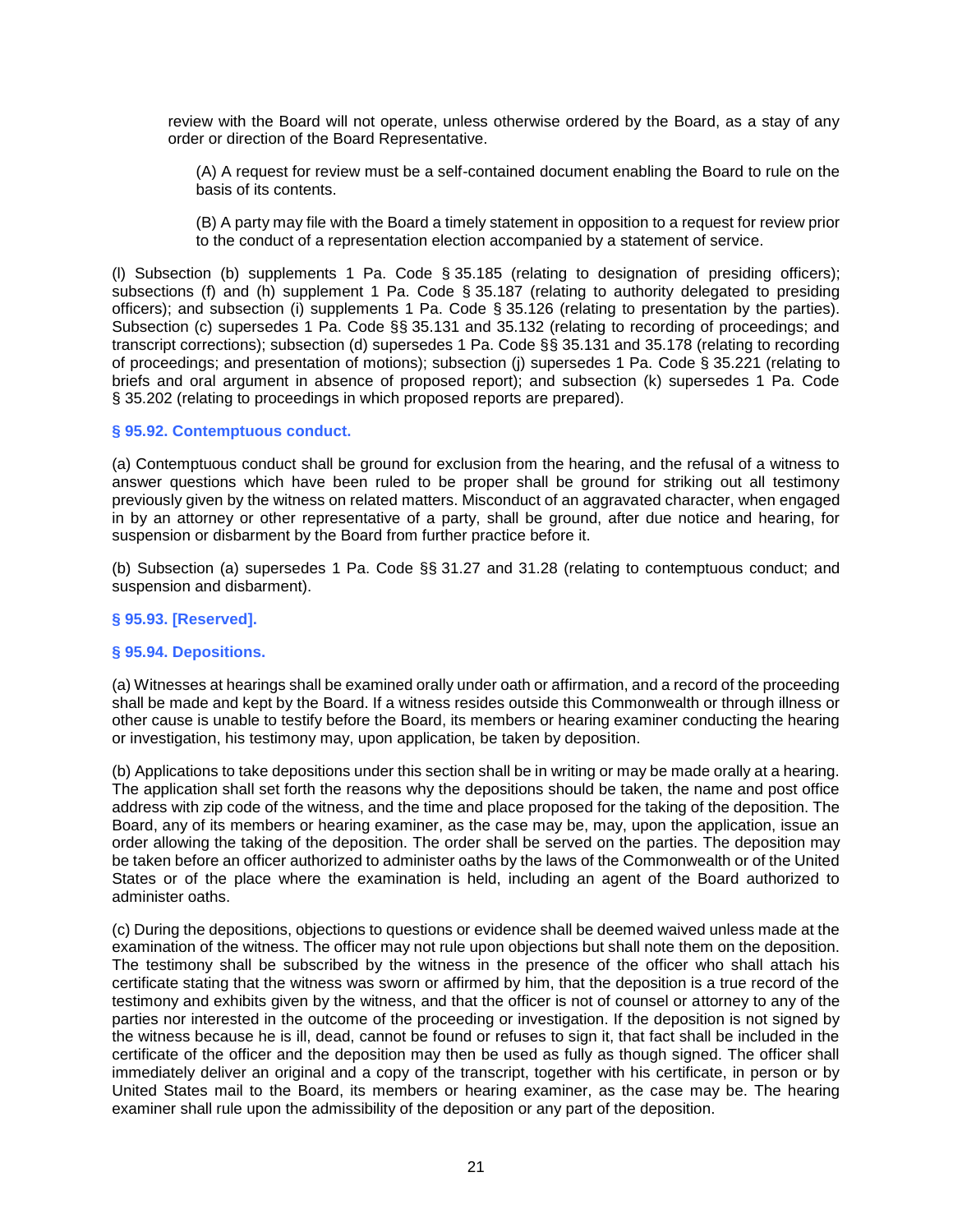review with the Board will not operate, unless otherwise ordered by the Board, as a stay of any order or direction of the Board Representative.

(A) A request for review must be a self-contained document enabling the Board to rule on the basis of its contents.

(B) A party may file with the Board a timely statement in opposition to a request for review prior to the conduct of a representation election accompanied by a statement of service.

(l) Subsection (b) supplements 1 Pa. Code § 35.185 (relating to designation of presiding officers); subsections (f) and (h) supplement 1 Pa. Code § 35.187 (relating to authority delegated to presiding officers); and subsection (i) supplements 1 Pa. Code § 35.126 (relating to presentation by the parties). Subsection (c) supersedes 1 Pa. Code §§ 35.131 and 35.132 (relating to recording of proceedings; and transcript corrections); subsection (d) supersedes 1 Pa. Code §§ 35.131 and 35.178 (relating to recording of proceedings; and presentation of motions); subsection (j) supersedes 1 Pa. Code § 35.221 (relating to briefs and oral argument in absence of proposed report); and subsection (k) supersedes 1 Pa. Code § 35.202 (relating to proceedings in which proposed reports are prepared).

### § 95.92. Contemptuous conduct.

(a) Contemptuous conduct shall be ground for exclusion from the hearing, and the refusal of a witness to answer questions which have been ruled to be proper shall be ground for striking out all testimony previously given by the witness on related matters. Misconduct of an aggravated character, when engaged in by an attorney or other representative of a party, shall be ground, after due notice and hearing, for suspension or disbarment by the Board from further practice before it.

(b) Subsection (a) supersedes 1 Pa. Code §§ 31.27 and 31.28 (relating to contemptuous conduct; and suspension and disbarment).

### § 95.93. [Reserved].

### § 95.94. Depositions.

(a) Witnesses at hearings shall be examined orally under oath or affirmation, and a record of the proceeding shall be made and kept by the Board. If a witness resides outside this Commonwealth or through illness or other cause is unable to testify before the Board, its members or hearing examiner conducting the hearing or investigation, his testimony may, upon application, be taken by deposition.

(b) Applications to take depositions under this section shall be in writing or may be made orally at a hearing. The application shall set forth the reasons why the depositions should be taken, the name and post office address with zip code of the witness, and the time and place proposed for the taking of the deposition. The Board, any of its members or hearing examiner, as the case may be, may, upon the application, issue an order allowing the taking of the deposition. The order shall be served on the parties. The deposition may be taken before an officer authorized to administer oaths by the laws of the Commonwealth or of the United States or of the place where the examination is held, including an agent of the Board authorized to administer oaths.

(c) During the depositions, objections to questions or evidence shall be deemed waived unless made at the examination of the witness. The officer may not rule upon objections but shall note them on the deposition. The testimony shall be subscribed by the witness in the presence of the officer who shall attach his certificate stating that the witness was sworn or affirmed by him, that the deposition is a true record of the testimony and exhibits given by the witness, and that the officer is not of counsel or attorney to any of the parties nor interested in the outcome of the proceeding or investigation. If the deposition is not signed by the witness because he is ill, dead, cannot be found or refuses to sign it, that fact shall be included in the certificate of the officer and the deposition may then be used as fully as though signed. The officer shall immediately deliver an original and a copy of the transcript, together with his certificate, in person or by United States mail to the Board, its members or hearing examiner, as the case may be. The hearing examiner shall rule upon the admissibility of the deposition or any part of the deposition.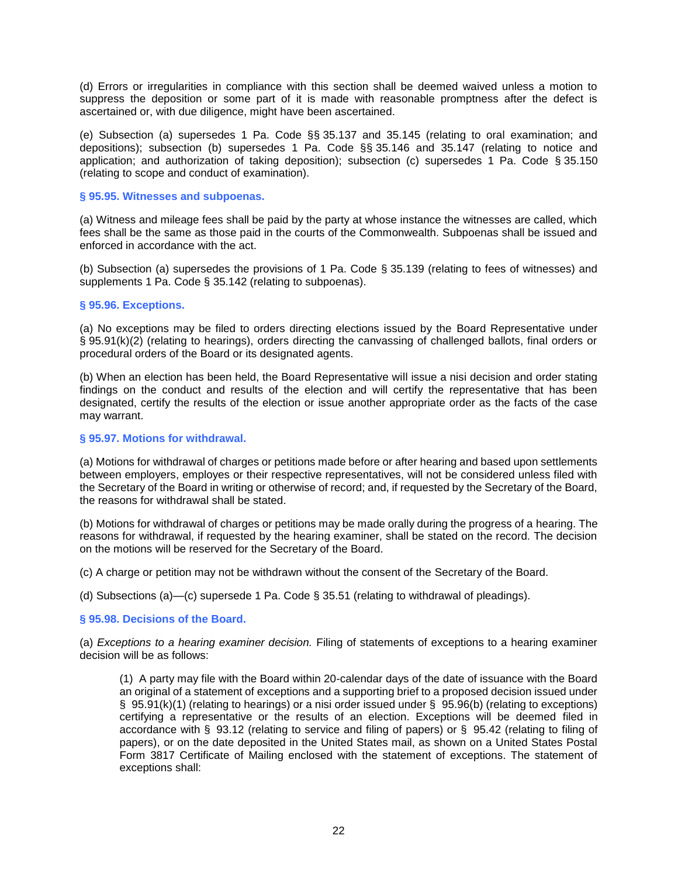(d) Errors or irregularities in compliance with this section shall be deemed waived unless a motion to suppress the deposition or some part of it is made with reasonable promptness after the defect is ascertained or, with due diligence, might have been ascertained.

(e) Subsection (a) supersedes 1 Pa. Code §§ 35.137 and 35.145 (relating to oral examination; and depositions); subsection (b) supersedes 1 Pa. Code §§ 35.146 and 35.147 (relating to notice and application; and authorization of taking deposition); subsection (c) supersedes 1 Pa. Code § 35.150 (relating to scope and conduct of examination).

### § 95.95. Witnesses and subpoenas.

(a) Witness and mileage fees shall be paid by the party at whose instance the witnesses are called, which fees shall be the same as those paid in the courts of the Commonwealth. Subpoenas shall be issued and enforced in accordance with the act.

(b) Subsection (a) supersedes the provisions of 1 Pa. Code § 35.139 (relating to fees of witnesses) and supplements 1 Pa. Code § 35.142 (relating to subpoenas).

### § 95.96. Exceptions.

(a) No exceptions may be filed to orders directing elections issued by the Board Representative under § 95.91(k)(2) (relating to hearings), orders directing the canvassing of challenged ballots, final orders or procedural orders of the Board or its designated agents.

(b) When an election has been held, the Board Representative will issue a nisi decision and order stating findings on the conduct and results of the election and will certify the representative that has been designated, certify the results of the election or issue another appropriate order as the facts of the case may warrant.

### § 95.97. Motions for withdrawal.

(a) Motions for withdrawal of charges or petitions made before or after hearing and based upon settlements between employers, employes or their respective representatives, will not be considered unless filed with the Secretary of the Board in writing or otherwise of record; and, if requested by the Secretary of the Board, the reasons for withdrawal shall be stated.

(b) Motions for withdrawal of charges or petitions may be made orally during the progress of a hearing. The reasons for withdrawal, if requested by the hearing examiner, shall be stated on the record. The decision on the motions will be reserved for the Secretary of the Board.

(c) A charge or petition may not be withdrawn without the consent of the Secretary of the Board.

(d) Subsections (a)—(c) supersede 1 Pa. Code § 35.51 (relating to withdrawal of pleadings).

### § 95.98. Decisions of the Board.

(a) *Exceptions to a hearing examiner decision.* Filing of statements of exceptions to a hearing examiner decision will be as follows:

> (1) A party may file with the Board within 20-calendar days of the date of issuance with the Board an original of a statement of exceptions and a supporting brief to a proposed decision issued under § 95.91(k)(1) (relating to hearings) or a nisi order issued under § 95.96(b) (relating to exceptions) certifying a representative or the results of an election. Exceptions will be deemed filed in accordance with § 93.12 (relating to service and filing of papers) or § 95.42 (relating to filing of papers), or on the date deposited in the United States mail, as shown on a United States Postal Form 3817 Certificate of Mailing enclosed with the statement of exceptions. The statement of exceptions shall: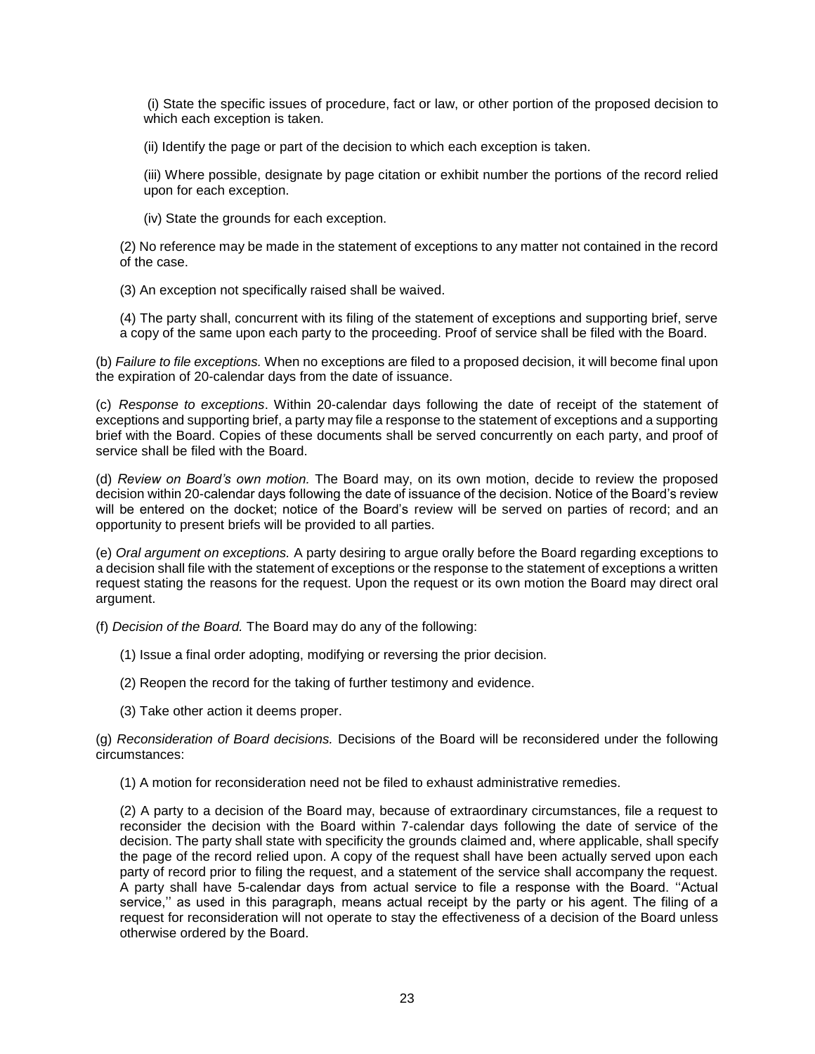(i) State the specific issues of procedure, fact or law, or other portion of the proposed decision to which each exception is taken.

(ii) Identify the page or part of the decision to which each exception is taken.

(iii) Where possible, designate by page citation or exhibit number the portions of the record relied upon for each exception.

(iv) State the grounds for each exception.

(2) No reference may be made in the statement of exceptions to any matter not contained in the record of the case.

(3) An exception not specifically raised shall be waived.

(4) The party shall, concurrent with its filing of the statement of exceptions and supporting brief, serve a copy of the same upon each party to the proceeding. Proof of service shall be filed with the Board.

(b) *Failure to file exceptions.* When no exceptions are filed to a proposed decision, it will become final upon the expiration of 20-calendar days from the date of issuance.

(c) *Response to exceptions*. Within 20-calendar days following the date of receipt of the statement of exceptions and supporting brief, a party may file a response to the statement of exceptions and a supporting brief with the Board. Copies of these documents shall be served concurrently on each party, and proof of service shall be filed with the Board.

(d) *Review on Board's own motion.* The Board may, on its own motion, decide to review the proposed decision within 20-calendar days following the date of issuance of the decision. Notice of the Board's review will be entered on the docket; notice of the Board's review will be served on parties of record; and an opportunity to present briefs will be provided to all parties.

(e) *Oral argument on exceptions.* A party desiring to argue orally before the Board regarding exceptions to a decision shall file with the statement of exceptions or the response to the statement of exceptions a written request stating the reasons for the request. Upon the request or its own motion the Board may direct oral argument.

(f) *Decision of the Board.* The Board may do any of the following:

(1) Issue a final order adopting, modifying or reversing the prior decision.

(2) Reopen the record for the taking of further testimony and evidence.

(3) Take other action it deems proper.

(g) *Reconsideration of Board decisions.* Decisions of the Board will be reconsidered under the following circumstances:

(1) A motion for reconsideration need not be filed to exhaust administrative remedies.

(2) A party to a decision of the Board may, because of extraordinary circumstances, file a request to reconsider the decision with the Board within 7-calendar days following the date of service of the decision. The party shall state with specificity the grounds claimed and, where applicable, shall specify the page of the record relied upon. A copy of the request shall have been actually served upon each party of record prior to filing the request, and a statement of the service shall accompany the request. A party shall have 5-calendar days from actual service to file a response with the Board. ''Actual service,'' as used in this paragraph, means actual receipt by the party or his agent. The filing of a request for reconsideration will not operate to stay the effectiveness of a decision of the Board unless otherwise ordered by the Board.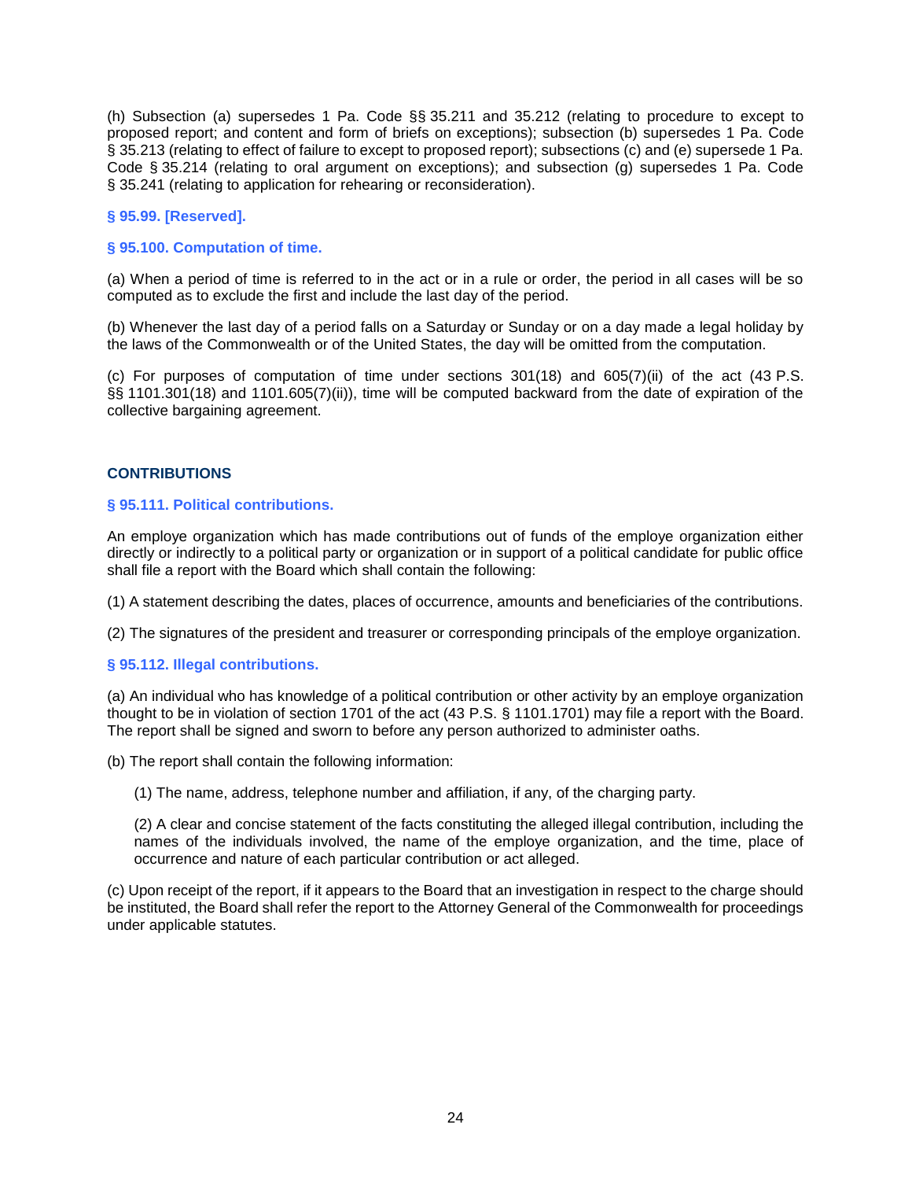(h) Subsection (a) supersedes 1 Pa. Code §§ 35.211 and 35.212 (relating to procedure to except to proposed report; and content and form of briefs on exceptions); subsection (b) supersedes 1 Pa. Code § 35.213 (relating to effect of failure to except to proposed report); subsections (c) and (e) supersede 1 Pa. Code § 35.214 (relating to oral argument on exceptions); and subsection (g) supersedes 1 Pa. Code § 35.241 (relating to application for rehearing or reconsideration).

### § 95.99. [Reserved].

### § 95.100. Computation of time.

(a) When a period of time is referred to in the act or in a rule or order, the period in all cases will be so computed as to exclude the first and include the last day of the period.

(b) Whenever the last day of a period falls on a Saturday or Sunday or on a day made a legal holiday by the laws of the Commonwealth or of the United States, the day will be omitted from the computation.

(c) For purposes of computation of time under sections 301(18) and 605(7)(ii) of the act (43 P.S. §§ 1101.301(18) and 1101.605(7)(ii)), time will be computed backward from the date of expiration of the collective bargaining agreement.

## CONTRIBUTIONS

### § 95.111. Political contributions.

An employe organization which has made contributions out of funds of the employe organization either directly or indirectly to a political party or organization or in support of a political candidate for public office shall file a report with the Board which shall contain the following:

(1) A statement describing the dates, places of occurrence, amounts and beneficiaries of the contributions.

(2) The signatures of the president and treasurer or corresponding principals of the employe organization.

### § 95.112. Illegal contributions.

(a) An individual who has knowledge of a political contribution or other activity by an employe organization thought to be in violation of section 1701 of the act (43 P.S. § 1101.1701) may file a report with the Board. The report shall be signed and sworn to before any person authorized to administer oaths.

(b) The report shall contain the following information:

(1) The name, address, telephone number and affiliation, if any, of the charging party.

(2) A clear and concise statement of the facts constituting the alleged illegal contribution, including the names of the individuals involved, the name of the employe organization, and the time, place of occurrence and nature of each particular contribution or act alleged.

(c) Upon receipt of the report, if it appears to the Board that an investigation in respect to the charge should be instituted, the Board shall refer the report to the Attorney General of the Commonwealth for proceedings under applicable statutes.